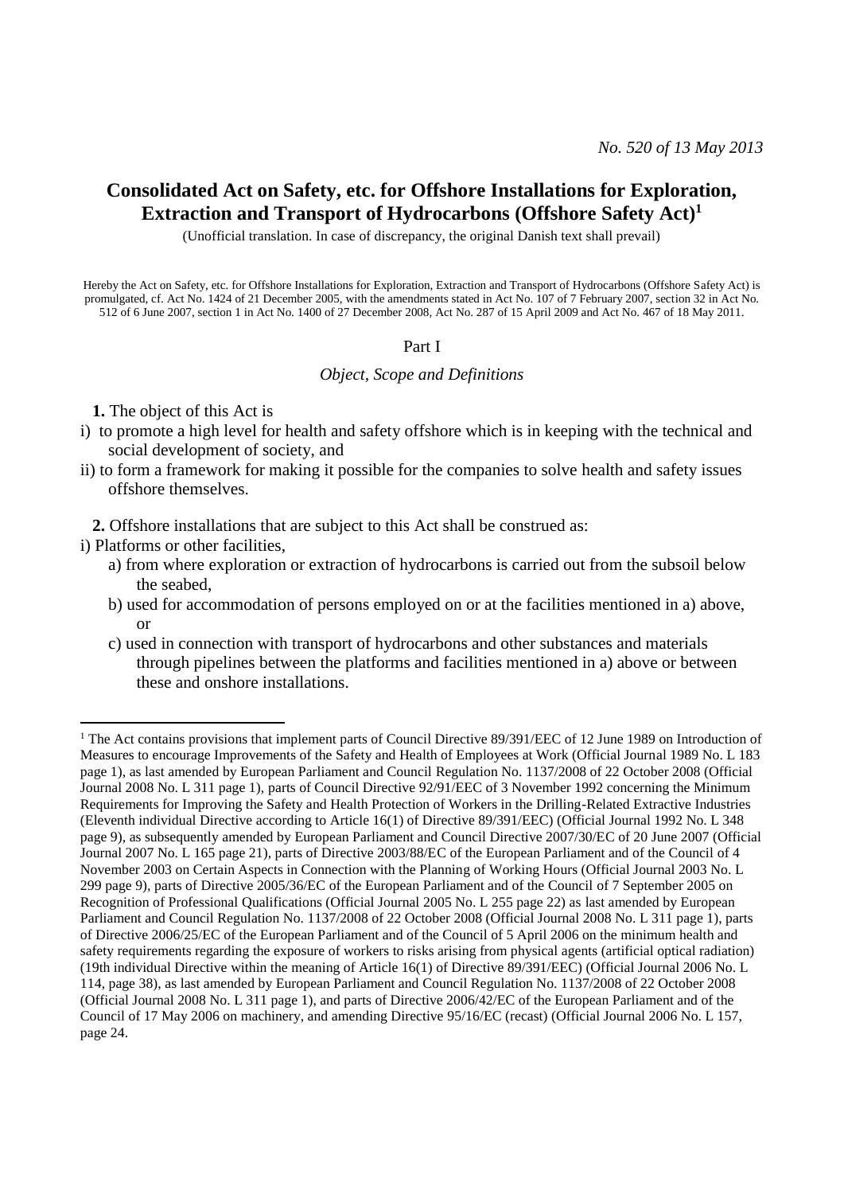*No. 520 of 13 May 2013*

# Consolidated Act on Safety, etc. for Offshore Installations for Exploration, Extraction and Transport of Hydrocarbons (Offshore Safety Act)[1]

(Unofficial translation. In case of discrepancy, the original Danish text shall prevail)

Hereby the Act on Safety, etc. for Offshore Installations for Exploration, Extraction and Transport of Hydrocarbons (Offshore Safety Act) is promulgated, cf. Act No. 1424 of 21 December 2005, with the amendments stated in Act No. 107 of 7 February 2007, section 32 in Act No. 512 of 6 June 2007, section 1 in Act No. 1400 of 27 December 2008, Act No. 287 of 15 April 2009 and Act No. 467 of 18 May 2011.

## Part I

### *Object, Scope and Definitions*

**1.** The object of this Act is

i) to promote a high level for health and safety offshore which is in keeping with the technical and social development of society, and

ii) to form a framework for making it possible for the companies to solve health and safety issues offshore themselves.

**2.** Offshore installations that are subject to this Act shall be construed as:

i) Platforms or other facilities,

a) from where exploration or extraction of hydrocarbons is carried out from the subsoil below the seabed,

b) used for accommodation of persons employed on or at the facilities mentioned in a) above, or

c) used in connection with transport of hydrocarbons and other substances and materials through pipelines between the platforms and facilities mentioned in a) above or between these and onshore installations.

---

[1] The Act contains provisions that implement parts of Council Directive 89/391/EEC of 12 June 1989 on Introduction of Measures to encourage Improvements of the Safety and Health of Employees at Work (Official Journal 1989 No. L 183 page 1), as last amended by European Parliament and Council Regulation No. 1137/2008 of 22 October 2008 (Official Journal 2008 No. L 311 page 1), parts of Council Directive 92/91/EEC of 3 November 1992 concerning the Minimum Requirements for Improving the Safety and Health Protection of Workers in the Drilling-Related Extractive Industries (Eleventh individual Directive according to Article 16(1) of Directive 89/391/EEC) (Official Journal 1992 No. L 348 page 9), as subsequently amended by European Parliament and Council Directive 2007/30/EC of 20 June 2007 (Official Journal 2007 No. L 165 page 21), parts of Directive 2003/88/EC of the European Parliament and of the Council of 4 November 2003 on Certain Aspects in Connection with the Planning of Working Hours (Official Journal 2003 No. L 299 page 9), parts of Directive 2005/36/EC of the European Parliament and of the Council of 7 September 2005 on Recognition of Professional Qualifications (Official Journal 2005 No. L 255 page 22) as last amended by European Parliament and Council Regulation No. 1137/2008 of 22 October 2008 (Official Journal 2008 No. L 311 page 1), parts of Directive 2006/25/EC of the European Parliament and of the Council of 5 April 2006 on the minimum health and safety requirements regarding the exposure of workers to risks arising from physical agents (artificial optical radiation) (19th individual Directive within the meaning of Article 16(1) of Directive 89/391/EEC) (Official Journal 2006 No. L 114, page 38), as last amended by European Parliament and Council Regulation No. 1137/2008 of 22 October 2008 (Official Journal 2008 No. L 311 page 1), and parts of Directive 2006/42/EC of the European Parliament and of the Council of 17 May 2006 on machinery, and amending Directive 95/16/EC (recast) (Official Journal 2006 No. L 157, page 24.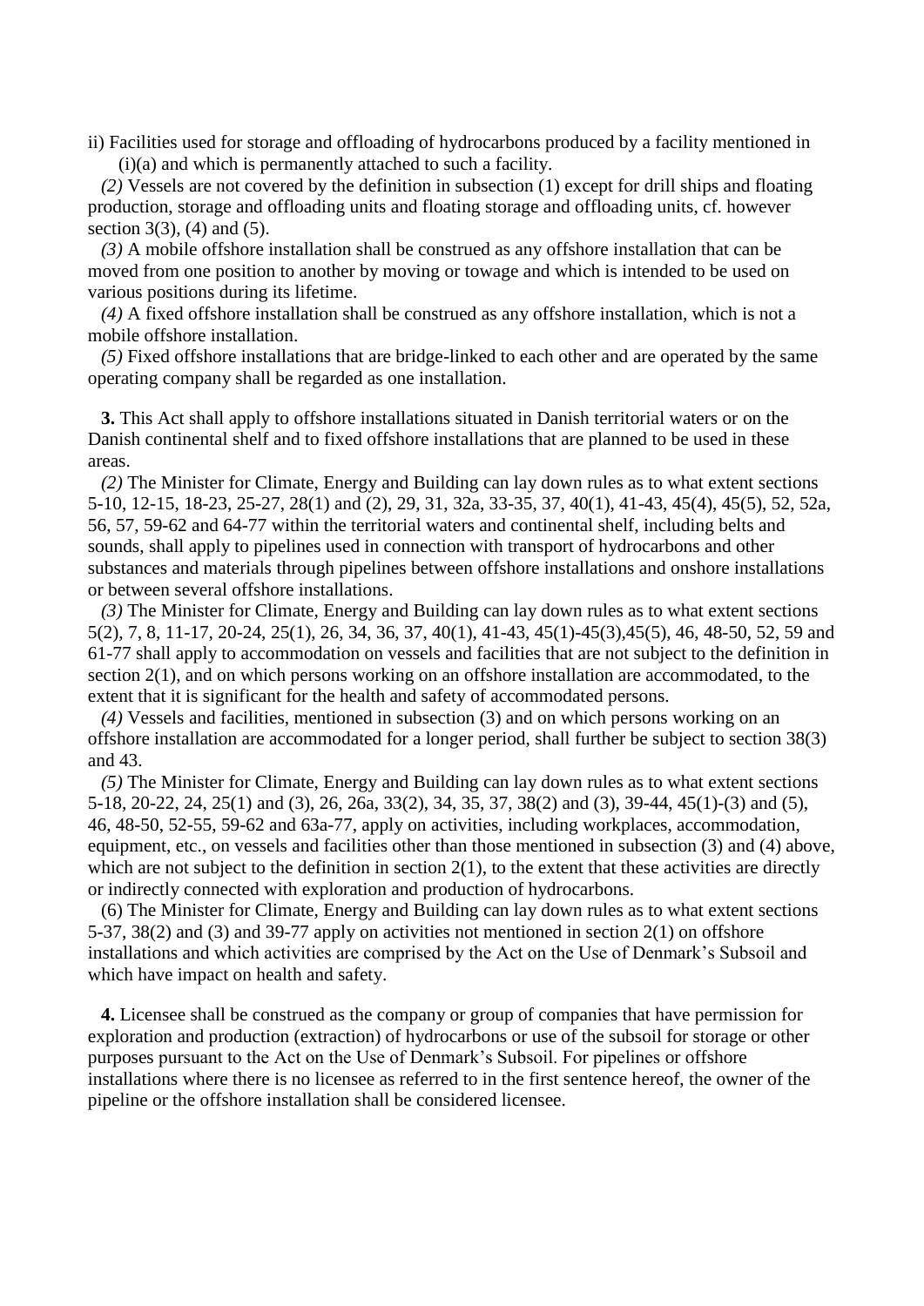ii) Facilities used for storage and offloading of hydrocarbons produced by a facility mentioned in (i)(a) and which is permanently attached to such a facility.

*(2)* Vessels are not covered by the definition in subsection (1) except for drill ships and floating production, storage and offloading units and floating storage and offloading units, cf. however section 3(3), (4) and (5).

*(3)* A mobile offshore installation shall be construed as any offshore installation that can be moved from one position to another by moving or towage and which is intended to be used on various positions during its lifetime.

*(4)* A fixed offshore installation shall be construed as any offshore installation, which is not a mobile offshore installation.

*(5)* Fixed offshore installations that are bridge-linked to each other and are operated by the same operating company shall be regarded as one installation.

**3.** This Act shall apply to offshore installations situated in Danish territorial waters or on the Danish continental shelf and to fixed offshore installations that are planned to be used in these areas.

*(2)* The Minister for Climate, Energy and Building can lay down rules as to what extent sections 5-10, 12-15, 18-23, 25-27, 28(1) and (2), 29, 31, 32a, 33-35, 37, 40(1), 41-43, 45(4), 45(5), 52, 52a, 56, 57, 59-62 and 64-77 within the territorial waters and continental shelf, including belts and sounds, shall apply to pipelines used in connection with transport of hydrocarbons and other substances and materials through pipelines between offshore installations and onshore installations or between several offshore installations.

*(3)* The Minister for Climate, Energy and Building can lay down rules as to what extent sections 5(2), 7, 8, 11-17, 20-24, 25(1), 26, 34, 36, 37, 40(1), 41-43, 45(1)-45(3),45(5), 46, 48-50, 52, 59 and 61-77 shall apply to accommodation on vessels and facilities that are not subject to the definition in section 2(1), and on which persons working on an offshore installation are accommodated, to the extent that it is significant for the health and safety of accommodated persons.

*(4)* Vessels and facilities, mentioned in subsection (3) and on which persons working on an offshore installation are accommodated for a longer period, shall further be subject to section 38(3) and 43.

*(5)* The Minister for Climate, Energy and Building can lay down rules as to what extent sections 5-18, 20-22, 24, 25(1) and (3), 26, 26a, 33(2), 34, 35, 37, 38(2) and (3), 39-44, 45(1)-(3) and (5), 46, 48-50, 52-55, 59-62 and 63a-77, apply on activities, including workplaces, accommodation, equipment, etc., on vessels and facilities other than those mentioned in subsection (3) and (4) above, which are not subject to the definition in section 2(1), to the extent that these activities are directly or indirectly connected with exploration and production of hydrocarbons.

(6) The Minister for Climate, Energy and Building can lay down rules as to what extent sections 5-37, 38(2) and (3) and 39-77 apply on activities not mentioned in section 2(1) on offshore installations and which activities are comprised by the Act on the Use of Denmark's Subsoil and which have impact on health and safety.

**4.** Licensee shall be construed as the company or group of companies that have permission for exploration and production (extraction) of hydrocarbons or use of the subsoil for storage or other purposes pursuant to the Act on the Use of Denmark's Subsoil. For pipelines or offshore installations where there is no licensee as referred to in the first sentence hereof, the owner of the pipeline or the offshore installation shall be considered licensee.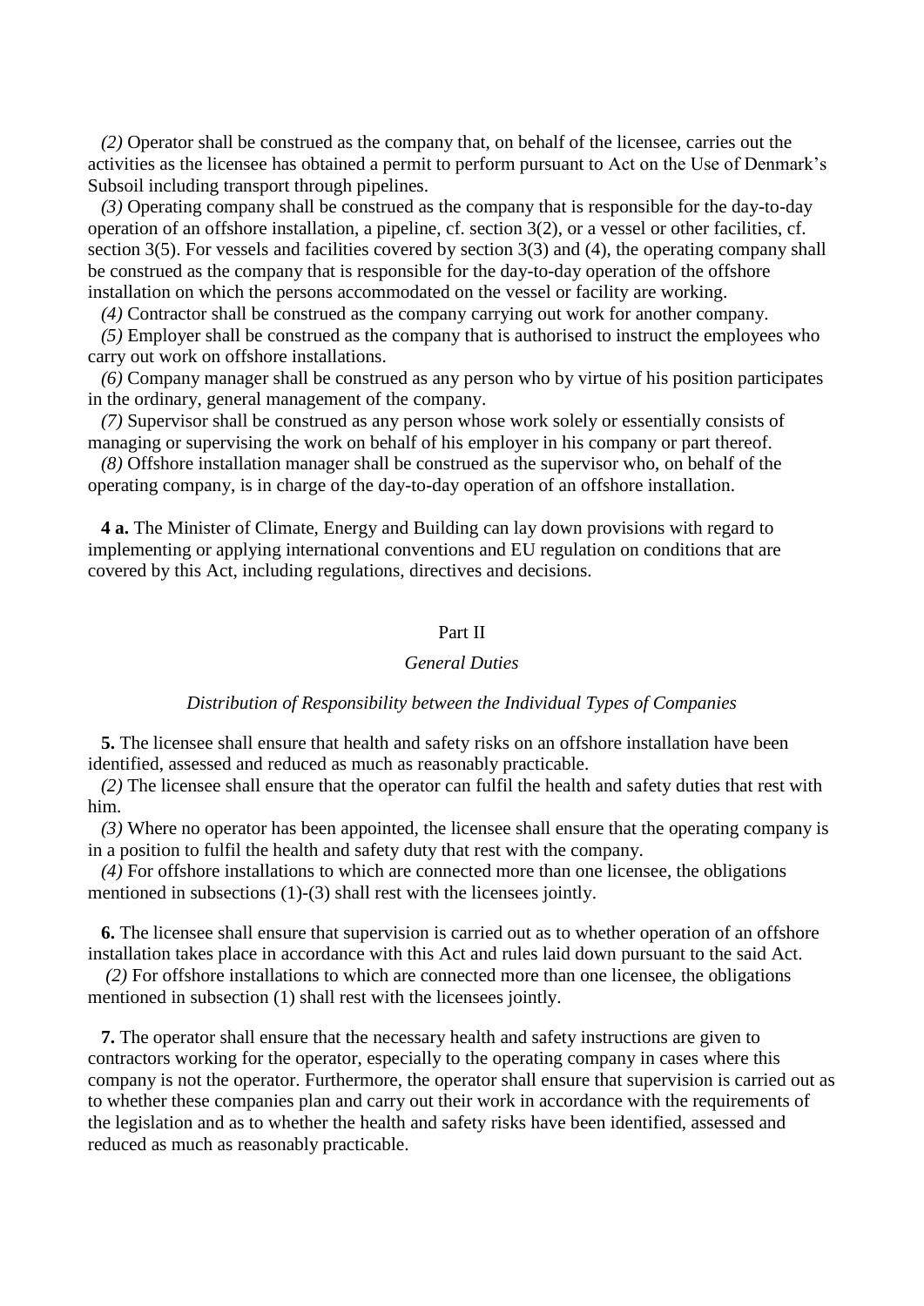*(2)* Operator shall be construed as the company that, on behalf of the licensee, carries out the activities as the licensee has obtained a permit to perform pursuant to Act on the Use of Denmark's Subsoil including transport through pipelines.

*(3)* Operating company shall be construed as the company that is responsible for the day-to-day operation of an offshore installation, a pipeline, cf. section 3(2), or a vessel or other facilities, cf. section 3(5). For vessels and facilities covered by section 3(3) and (4), the operating company shall be construed as the company that is responsible for the day-to-day operation of the offshore installation on which the persons accommodated on the vessel or facility are working.

*(4)* Contractor shall be construed as the company carrying out work for another company.

*(5)* Employer shall be construed as the company that is authorised to instruct the employees who carry out work on offshore installations.

*(6)* Company manager shall be construed as any person who by virtue of his position participates in the ordinary, general management of the company.

*(7)* Supervisor shall be construed as any person whose work solely or essentially consists of managing or supervising the work on behalf of his employer in his company or part thereof.

*(8)* Offshore installation manager shall be construed as the supervisor who, on behalf of the operating company, is in charge of the day-to-day operation of an offshore installation.

**4 a.** The Minister of Climate, Energy and Building can lay down provisions with regard to implementing or applying international conventions and EU regulation on conditions that are covered by this Act, including regulations, directives and decisions.

## Part II

### *General Duties*

#### *Distribution of Responsibility between the Individual Types of Companies*

**5.** The licensee shall ensure that health and safety risks on an offshore installation have been identified, assessed and reduced as much as reasonably practicable.

*(2)* The licensee shall ensure that the operator can fulfil the health and safety duties that rest with him.

*(3)* Where no operator has been appointed, the licensee shall ensure that the operating company is in a position to fulfil the health and safety duty that rest with the company.

*(4)* For offshore installations to which are connected more than one licensee, the obligations mentioned in subsections (1)-(3) shall rest with the licensees jointly.

**6.** The licensee shall ensure that supervision is carried out as to whether operation of an offshore installation takes place in accordance with this Act and rules laid down pursuant to the said Act.

*(2)* For offshore installations to which are connected more than one licensee, the obligations mentioned in subsection (1) shall rest with the licensees jointly.

**7.** The operator shall ensure that the necessary health and safety instructions are given to contractors working for the operator, especially to the operating company in cases where this company is not the operator. Furthermore, the operator shall ensure that supervision is carried out as to whether these companies plan and carry out their work in accordance with the requirements of the legislation and as to whether the health and safety risks have been identified, assessed and reduced as much as reasonably practicable.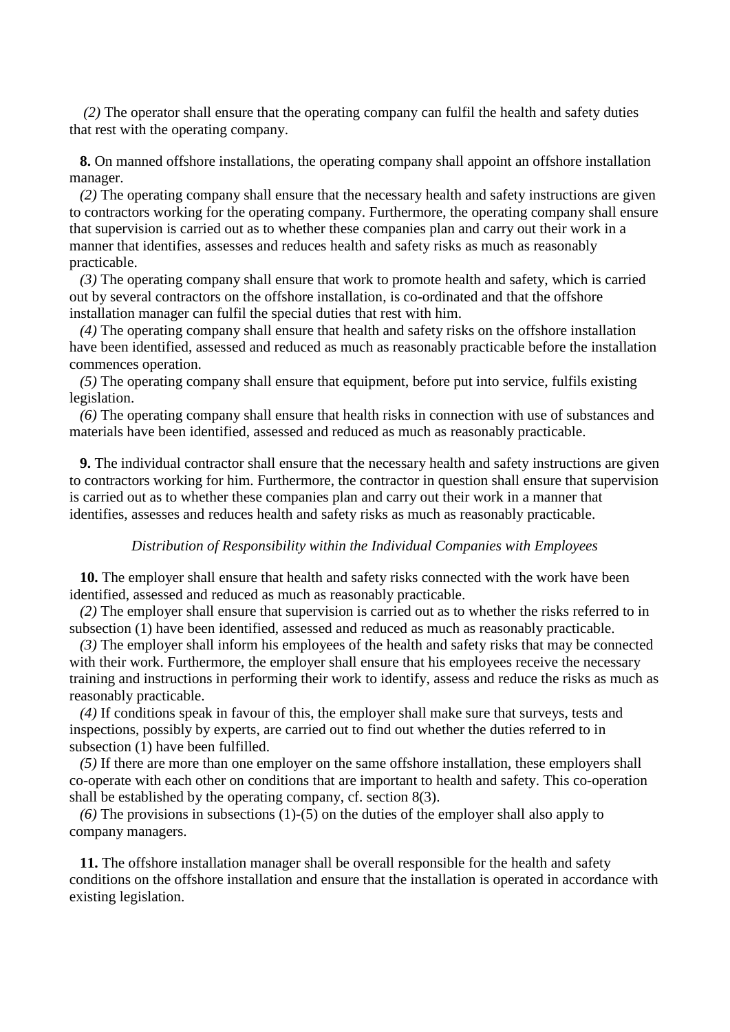*(2)* The operator shall ensure that the operating company can fulfil the health and safety duties that rest with the operating company.

**8.** On manned offshore installations, the operating company shall appoint an offshore installation manager.

*(2)* The operating company shall ensure that the necessary health and safety instructions are given to contractors working for the operating company. Furthermore, the operating company shall ensure that supervision is carried out as to whether these companies plan and carry out their work in a manner that identifies, assesses and reduces health and safety risks as much as reasonably practicable.

*(3)* The operating company shall ensure that work to promote health and safety, which is carried out by several contractors on the offshore installation, is co-ordinated and that the offshore installation manager can fulfil the special duties that rest with him.

*(4)* The operating company shall ensure that health and safety risks on the offshore installation have been identified, assessed and reduced as much as reasonably practicable before the installation commences operation.

*(5)* The operating company shall ensure that equipment, before put into service, fulfils existing legislation.

*(6)* The operating company shall ensure that health risks in connection with use of substances and materials have been identified, assessed and reduced as much as reasonably practicable.

**9.** The individual contractor shall ensure that the necessary health and safety instructions are given to contractors working for him. Furthermore, the contractor in question shall ensure that supervision is carried out as to whether these companies plan and carry out their work in a manner that identifies, assesses and reduces health and safety risks as much as reasonably practicable.

*Distribution of Responsibility within the Individual Companies with Employees*

**10.** The employer shall ensure that health and safety risks connected with the work have been identified, assessed and reduced as much as reasonably practicable.

*(2)* The employer shall ensure that supervision is carried out as to whether the risks referred to in subsection (1) have been identified, assessed and reduced as much as reasonably practicable.

*(3)* The employer shall inform his employees of the health and safety risks that may be connected with their work. Furthermore, the employer shall ensure that his employees receive the necessary training and instructions in performing their work to identify, assess and reduce the risks as much as reasonably practicable.

*(4)* If conditions speak in favour of this, the employer shall make sure that surveys, tests and inspections, possibly by experts, are carried out to find out whether the duties referred to in subsection (1) have been fulfilled.

*(5)* If there are more than one employer on the same offshore installation, these employers shall co-operate with each other on conditions that are important to health and safety. This co-operation shall be established by the operating company, cf. section 8(3).

*(6)* The provisions in subsections (1)-(5) on the duties of the employer shall also apply to company managers.

**11.** The offshore installation manager shall be overall responsible for the health and safety conditions on the offshore installation and ensure that the installation is operated in accordance with existing legislation.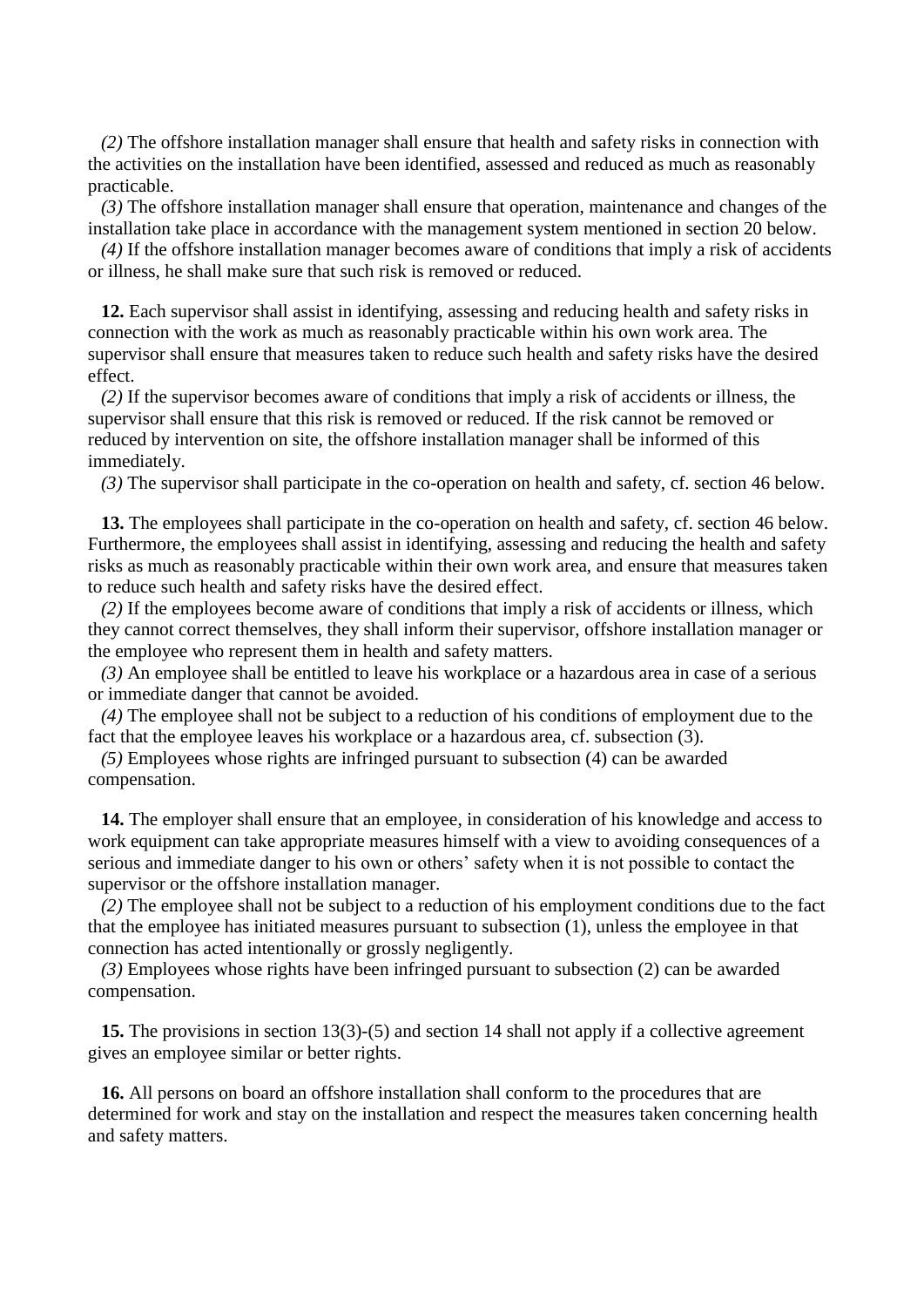*(2)* The offshore installation manager shall ensure that health and safety risks in connection with the activities on the installation have been identified, assessed and reduced as much as reasonably practicable.

*(3)* The offshore installation manager shall ensure that operation, maintenance and changes of the installation take place in accordance with the management system mentioned in section 20 below.

*(4)* If the offshore installation manager becomes aware of conditions that imply a risk of accidents or illness, he shall make sure that such risk is removed or reduced.

**12.** Each supervisor shall assist in identifying, assessing and reducing health and safety risks in connection with the work as much as reasonably practicable within his own work area. The supervisor shall ensure that measures taken to reduce such health and safety risks have the desired effect.

*(2)* If the supervisor becomes aware of conditions that imply a risk of accidents or illness, the supervisor shall ensure that this risk is removed or reduced. If the risk cannot be removed or reduced by intervention on site, the offshore installation manager shall be informed of this immediately.

*(3)* The supervisor shall participate in the co-operation on health and safety, cf. section 46 below.

**13.** The employees shall participate in the co-operation on health and safety, cf. section 46 below. Furthermore, the employees shall assist in identifying, assessing and reducing the health and safety risks as much as reasonably practicable within their own work area, and ensure that measures taken to reduce such health and safety risks have the desired effect.

*(2)* If the employees become aware of conditions that imply a risk of accidents or illness, which they cannot correct themselves, they shall inform their supervisor, offshore installation manager or the employee who represent them in health and safety matters.

*(3)* An employee shall be entitled to leave his workplace or a hazardous area in case of a serious or immediate danger that cannot be avoided.

*(4)* The employee shall not be subject to a reduction of his conditions of employment due to the fact that the employee leaves his workplace or a hazardous area, cf. subsection (3).

*(5)* Employees whose rights are infringed pursuant to subsection (4) can be awarded compensation.

**14.** The employer shall ensure that an employee, in consideration of his knowledge and access to work equipment can take appropriate measures himself with a view to avoiding consequences of a serious and immediate danger to his own or others' safety when it is not possible to contact the supervisor or the offshore installation manager.

*(2)* The employee shall not be subject to a reduction of his employment conditions due to the fact that the employee has initiated measures pursuant to subsection (1), unless the employee in that connection has acted intentionally or grossly negligently.

*(3)* Employees whose rights have been infringed pursuant to subsection (2) can be awarded compensation.

**15.** The provisions in section 13(3)-(5) and section 14 shall not apply if a collective agreement gives an employee similar or better rights.

**16.** All persons on board an offshore installation shall conform to the procedures that are determined for work and stay on the installation and respect the measures taken concerning health and safety matters.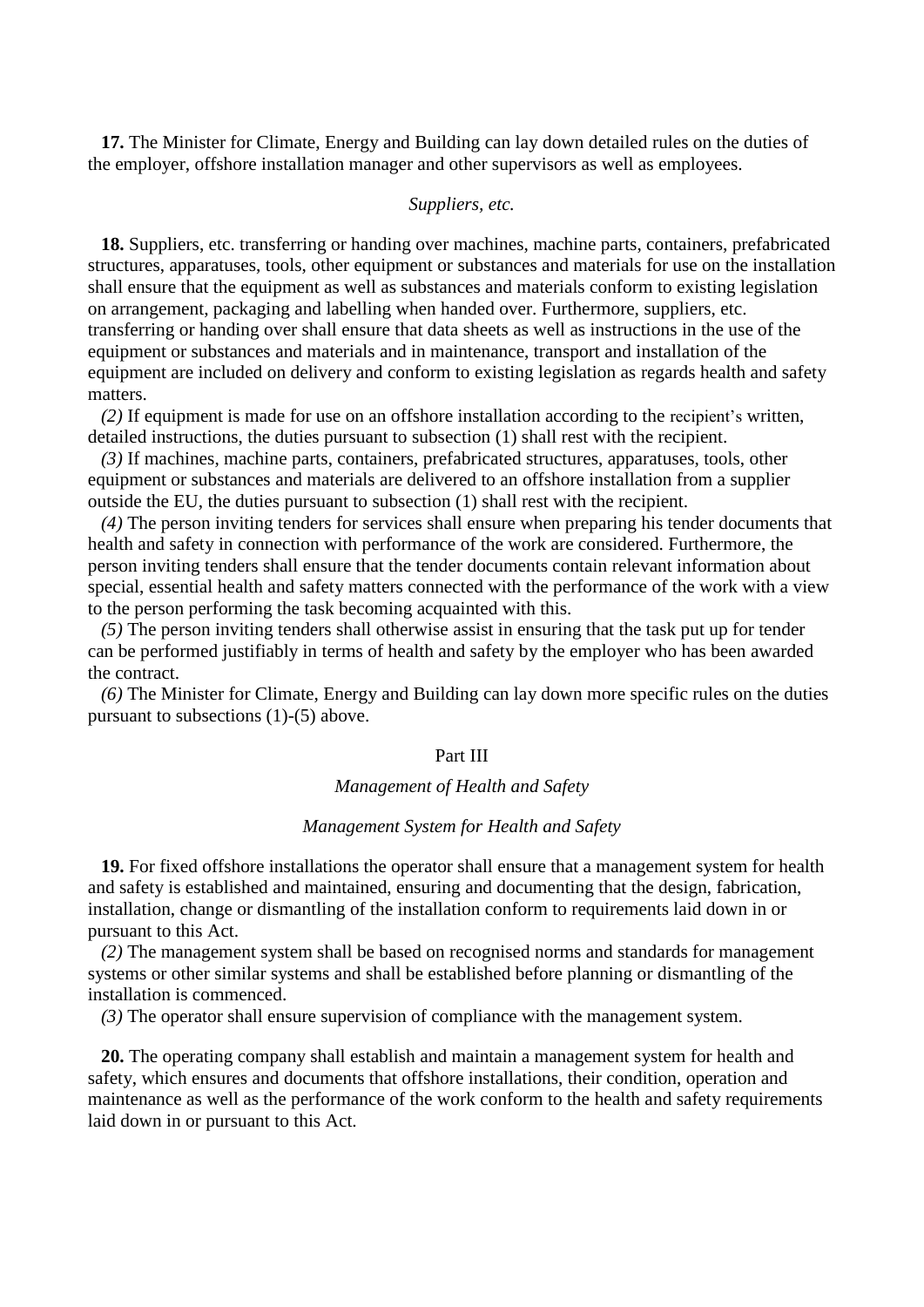**17.** The Minister for Climate, Energy and Building can lay down detailed rules on the duties of the employer, offshore installation manager and other supervisors as well as employees.

*Suppliers, etc.*

**18.** Suppliers, etc. transferring or handing over machines, machine parts, containers, prefabricated structures, apparatuses, tools, other equipment or substances and materials for use on the installation shall ensure that the equipment as well as substances and materials conform to existing legislation on arrangement, packaging and labelling when handed over. Furthermore, suppliers, etc. transferring or handing over shall ensure that data sheets as well as instructions in the use of the equipment or substances and materials and in maintenance, transport and installation of the equipment are included on delivery and conform to existing legislation as regards health and safety matters.

*(2)* If equipment is made for use on an offshore installation according to the recipient's written, detailed instructions, the duties pursuant to subsection (1) shall rest with the recipient.

*(3)* If machines, machine parts, containers, prefabricated structures, apparatuses, tools, other equipment or substances and materials are delivered to an offshore installation from a supplier outside the EU, the duties pursuant to subsection (1) shall rest with the recipient.

*(4)* The person inviting tenders for services shall ensure when preparing his tender documents that health and safety in connection with performance of the work are considered. Furthermore, the person inviting tenders shall ensure that the tender documents contain relevant information about special, essential health and safety matters connected with the performance of the work with a view to the person performing the task becoming acquainted with this.

*(5)* The person inviting tenders shall otherwise assist in ensuring that the task put up for tender can be performed justifiably in terms of health and safety by the employer who has been awarded the contract.

*(6)* The Minister for Climate, Energy and Building can lay down more specific rules on the duties pursuant to subsections (1)-(5) above.

## Part III

### *Management of Health and Safety*

*Management System for Health and Safety*

**19.** For fixed offshore installations the operator shall ensure that a management system for health and safety is established and maintained, ensuring and documenting that the design, fabrication, installation, change or dismantling of the installation conform to requirements laid down in or pursuant to this Act.

*(2)* The management system shall be based on recognised norms and standards for management systems or other similar systems and shall be established before planning or dismantling of the installation is commenced.

*(3)* The operator shall ensure supervision of compliance with the management system.

**20.** The operating company shall establish and maintain a management system for health and safety, which ensures and documents that offshore installations, their condition, operation and maintenance as well as the performance of the work conform to the health and safety requirements laid down in or pursuant to this Act.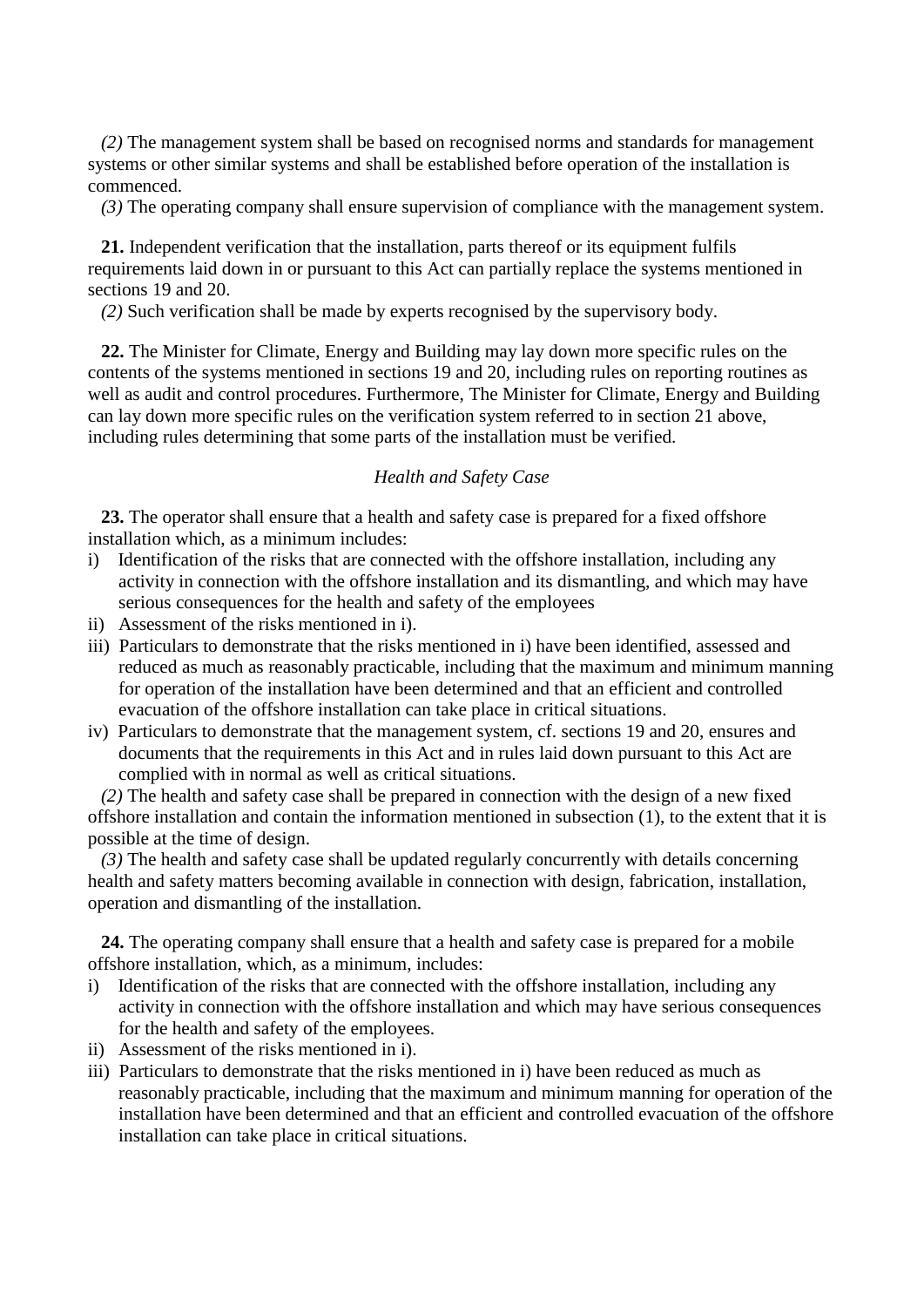*(2)* The management system shall be based on recognised norms and standards for management systems or other similar systems and shall be established before operation of the installation is commenced.

*(3)* The operating company shall ensure supervision of compliance with the management system.

**21.** Independent verification that the installation, parts thereof or its equipment fulfils requirements laid down in or pursuant to this Act can partially replace the systems mentioned in sections 19 and 20.

*(2)* Such verification shall be made by experts recognised by the supervisory body.

**22.** The Minister for Climate, Energy and Building may lay down more specific rules on the contents of the systems mentioned in sections 19 and 20, including rules on reporting routines as well as audit and control procedures. Furthermore, The Minister for Climate, Energy and Building can lay down more specific rules on the verification system referred to in section 21 above, including rules determining that some parts of the installation must be verified.

*Health and Safety Case*

**23.** The operator shall ensure that a health and safety case is prepared for a fixed offshore installation which, as a minimum includes:

i) Identification of the risks that are connected with the offshore installation, including any activity in connection with the offshore installation and its dismantling, and which may have serious consequences for the health and safety of the employees
ii) Assessment of the risks mentioned in i).
iii) Particulars to demonstrate that the risks mentioned in i) have been identified, assessed and reduced as much as reasonably practicable, including that the maximum and minimum manning for operation of the installation have been determined and that an efficient and controlled evacuation of the offshore installation can take place in critical situations.
iv) Particulars to demonstrate that the management system, cf. sections 19 and 20, ensures and documents that the requirements in this Act and in rules laid down pursuant to this Act are complied with in normal as well as critical situations.

*(2)* The health and safety case shall be prepared in connection with the design of a new fixed offshore installation and contain the information mentioned in subsection (1), to the extent that it is possible at the time of design.

*(3)* The health and safety case shall be updated regularly concurrently with details concerning health and safety matters becoming available in connection with design, fabrication, installation, operation and dismantling of the installation.

**24.** The operating company shall ensure that a health and safety case is prepared for a mobile offshore installation, which, as a minimum, includes:

i) Identification of the risks that are connected with the offshore installation, including any activity in connection with the offshore installation and which may have serious consequences for the health and safety of the employees.
ii) Assessment of the risks mentioned in i).
iii) Particulars to demonstrate that the risks mentioned in i) have been reduced as much as reasonably practicable, including that the maximum and minimum manning for operation of the installation have been determined and that an efficient and controlled evacuation of the offshore installation can take place in critical situations.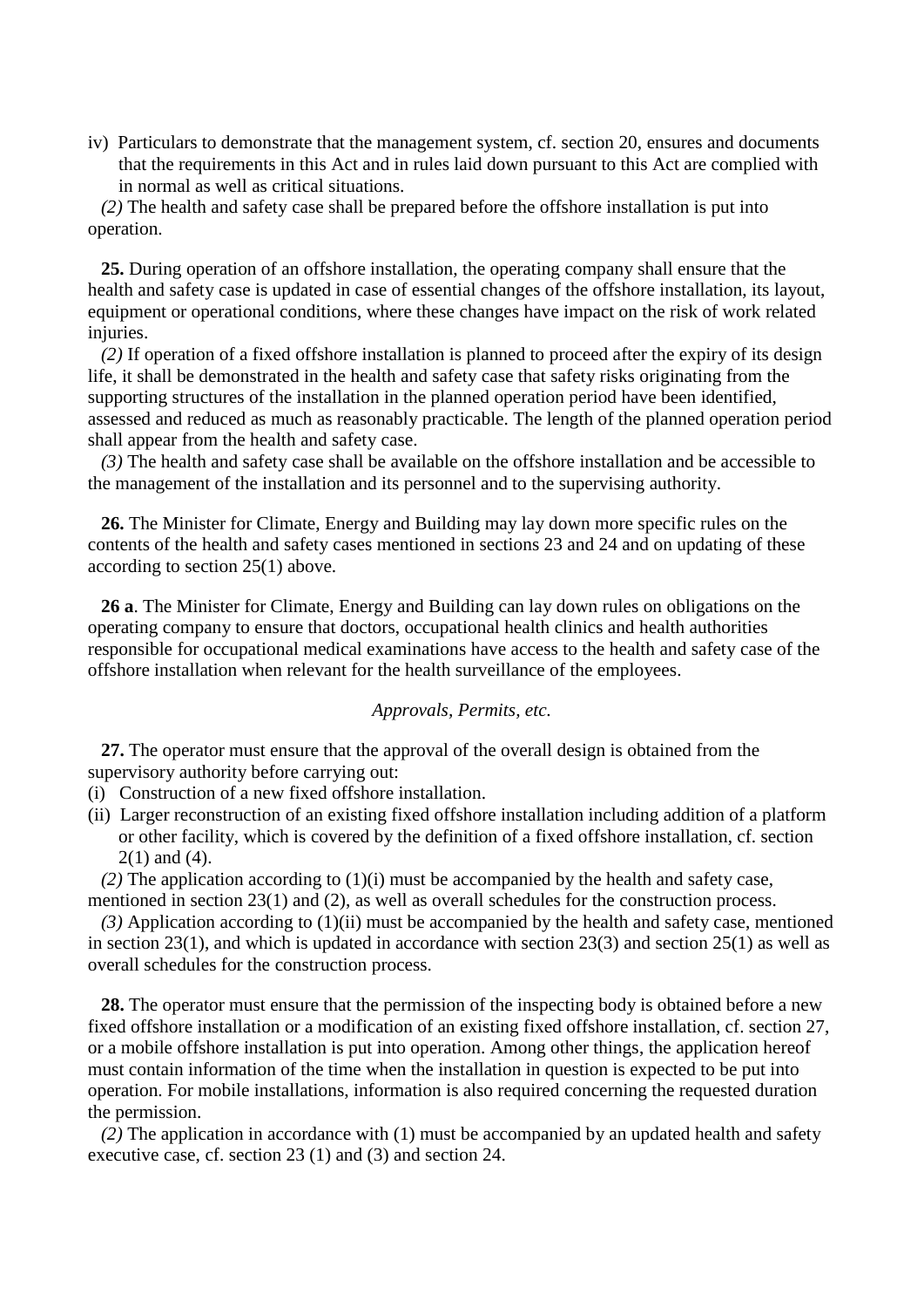iv) Particulars to demonstrate that the management system, cf. section 20, ensures and documents that the requirements in this Act and in rules laid down pursuant to this Act are complied with in normal as well as critical situations.

*(2)* The health and safety case shall be prepared before the offshore installation is put into operation.

**25.** During operation of an offshore installation, the operating company shall ensure that the health and safety case is updated in case of essential changes of the offshore installation, its layout, equipment or operational conditions, where these changes have impact on the risk of work related injuries.

*(2)* If operation of a fixed offshore installation is planned to proceed after the expiry of its design life, it shall be demonstrated in the health and safety case that safety risks originating from the supporting structures of the installation in the planned operation period have been identified, assessed and reduced as much as reasonably practicable. The length of the planned operation period shall appear from the health and safety case.

*(3)* The health and safety case shall be available on the offshore installation and be accessible to the management of the installation and its personnel and to the supervising authority.

**26.** The Minister for Climate, Energy and Building may lay down more specific rules on the contents of the health and safety cases mentioned in sections 23 and 24 and on updating of these according to section 25(1) above.

**26 a**. The Minister for Climate, Energy and Building can lay down rules on obligations on the operating company to ensure that doctors, occupational health clinics and health authorities responsible for occupational medical examinations have access to the health and safety case of the offshore installation when relevant for the health surveillance of the employees.

*Approvals, Permits, etc.*

**27.** The operator must ensure that the approval of the overall design is obtained from the supervisory authority before carrying out:

(i) Construction of a new fixed offshore installation.

(ii) Larger reconstruction of an existing fixed offshore installation including addition of a platform or other facility, which is covered by the definition of a fixed offshore installation, cf. section 2(1) and (4).

*(2)* The application according to (1)(i) must be accompanied by the health and safety case, mentioned in section 23(1) and (2), as well as overall schedules for the construction process.

*(3)* Application according to (1)(ii) must be accompanied by the health and safety case, mentioned in section 23(1), and which is updated in accordance with section 23(3) and section 25(1) as well as overall schedules for the construction process.

**28.** The operator must ensure that the permission of the inspecting body is obtained before a new fixed offshore installation or a modification of an existing fixed offshore installation, cf. section 27, or a mobile offshore installation is put into operation. Among other things, the application hereof must contain information of the time when the installation in question is expected to be put into operation. For mobile installations, information is also required concerning the requested duration the permission.

*(2)* The application in accordance with (1) must be accompanied by an updated health and safety executive case, cf. section 23 (1) and (3) and section 24.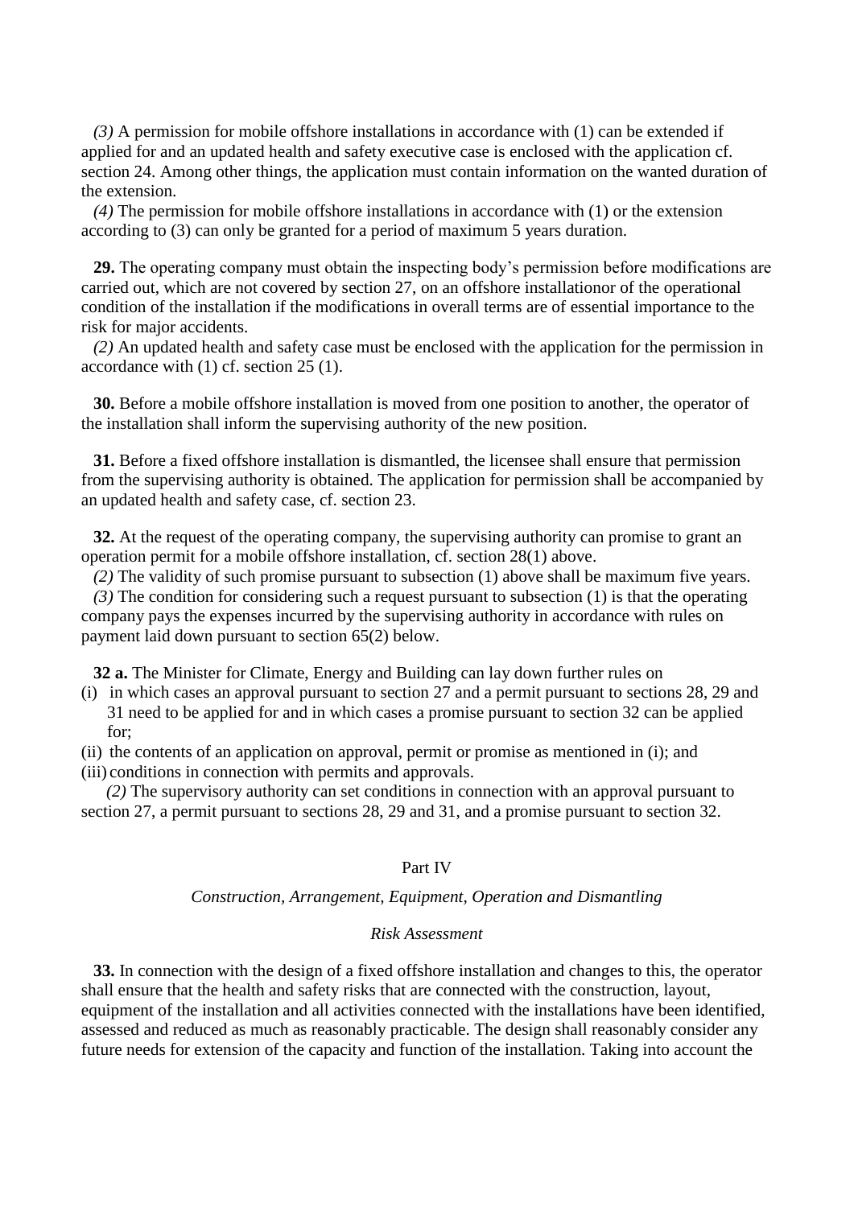*(3)* A permission for mobile offshore installations in accordance with (1) can be extended if applied for and an updated health and safety executive case is enclosed with the application cf. section 24. Among other things, the application must contain information on the wanted duration of the extension.

*(4)* The permission for mobile offshore installations in accordance with (1) or the extension according to (3) can only be granted for a period of maximum 5 years duration.

**29.** The operating company must obtain the inspecting body's permission before modifications are carried out, which are not covered by section 27, on an offshore installationor of the operational condition of the installation if the modifications in overall terms are of essential importance to the risk for major accidents.

*(2)* An updated health and safety case must be enclosed with the application for the permission in accordance with (1) cf. section 25 (1).

**30.** Before a mobile offshore installation is moved from one position to another, the operator of the installation shall inform the supervising authority of the new position.

**31.** Before a fixed offshore installation is dismantled, the licensee shall ensure that permission from the supervising authority is obtained. The application for permission shall be accompanied by an updated health and safety case, cf. section 23.

**32.** At the request of the operating company, the supervising authority can promise to grant an operation permit for a mobile offshore installation, cf. section 28(1) above.

*(2)* The validity of such promise pursuant to subsection (1) above shall be maximum five years.

*(3)* The condition for considering such a request pursuant to subsection (1) is that the operating company pays the expenses incurred by the supervising authority in accordance with rules on payment laid down pursuant to section 65(2) below.

**32 a.** The Minister for Climate, Energy and Building can lay down further rules on

(i) in which cases an approval pursuant to section 27 and a permit pursuant to sections 28, 29 and 31 need to be applied for and in which cases a promise pursuant to section 32 can be applied for;

(ii) the contents of an application on approval, permit or promise as mentioned in (i); and

(iii) conditions in connection with permits and approvals.

*(2)* The supervisory authority can set conditions in connection with an approval pursuant to section 27, a permit pursuant to sections 28, 29 and 31, and a promise pursuant to section 32.

## Part IV

### *Construction, Arrangement, Equipment, Operation and Dismantling*

#### *Risk Assessment*

**33.** In connection with the design of a fixed offshore installation and changes to this, the operator shall ensure that the health and safety risks that are connected with the construction, layout, equipment of the installation and all activities connected with the installations have been identified, assessed and reduced as much as reasonably practicable. The design shall reasonably consider any future needs for extension of the capacity and function of the installation. Taking into account the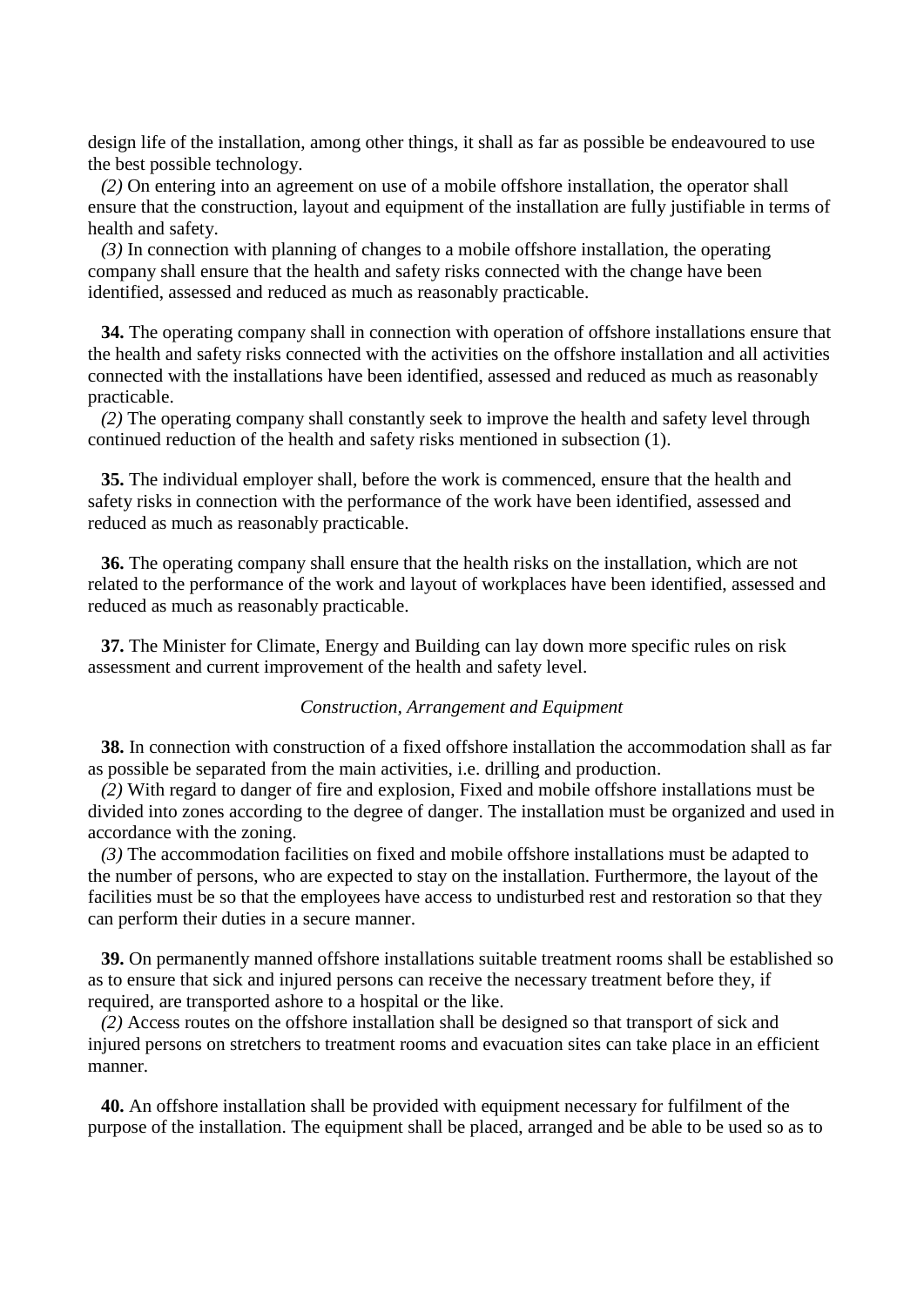design life of the installation, among other things, it shall as far as possible be endeavoured to use the best possible technology.

*(2)* On entering into an agreement on use of a mobile offshore installation, the operator shall ensure that the construction, layout and equipment of the installation are fully justifiable in terms of health and safety.

*(3)* In connection with planning of changes to a mobile offshore installation, the operating company shall ensure that the health and safety risks connected with the change have been identified, assessed and reduced as much as reasonably practicable.

**34.** The operating company shall in connection with operation of offshore installations ensure that the health and safety risks connected with the activities on the offshore installation and all activities connected with the installations have been identified, assessed and reduced as much as reasonably practicable.

*(2)* The operating company shall constantly seek to improve the health and safety level through continued reduction of the health and safety risks mentioned in subsection (1).

**35.** The individual employer shall, before the work is commenced, ensure that the health and safety risks in connection with the performance of the work have been identified, assessed and reduced as much as reasonably practicable.

**36.** The operating company shall ensure that the health risks on the installation, which are not related to the performance of the work and layout of workplaces have been identified, assessed and reduced as much as reasonably practicable.

**37.** The Minister for Climate, Energy and Building can lay down more specific rules on risk assessment and current improvement of the health and safety level.

*Construction, Arrangement and Equipment*

**38.** In connection with construction of a fixed offshore installation the accommodation shall as far as possible be separated from the main activities, i.e. drilling and production.

*(2)* With regard to danger of fire and explosion, Fixed and mobile offshore installations must be divided into zones according to the degree of danger. The installation must be organized and used in accordance with the zoning.

*(3)* The accommodation facilities on fixed and mobile offshore installations must be adapted to the number of persons, who are expected to stay on the installation. Furthermore, the layout of the facilities must be so that the employees have access to undisturbed rest and restoration so that they can perform their duties in a secure manner.

**39.** On permanently manned offshore installations suitable treatment rooms shall be established so as to ensure that sick and injured persons can receive the necessary treatment before they, if required, are transported ashore to a hospital or the like.

*(2)* Access routes on the offshore installation shall be designed so that transport of sick and injured persons on stretchers to treatment rooms and evacuation sites can take place in an efficient manner.

**40.** An offshore installation shall be provided with equipment necessary for fulfilment of the purpose of the installation. The equipment shall be placed, arranged and be able to be used so as to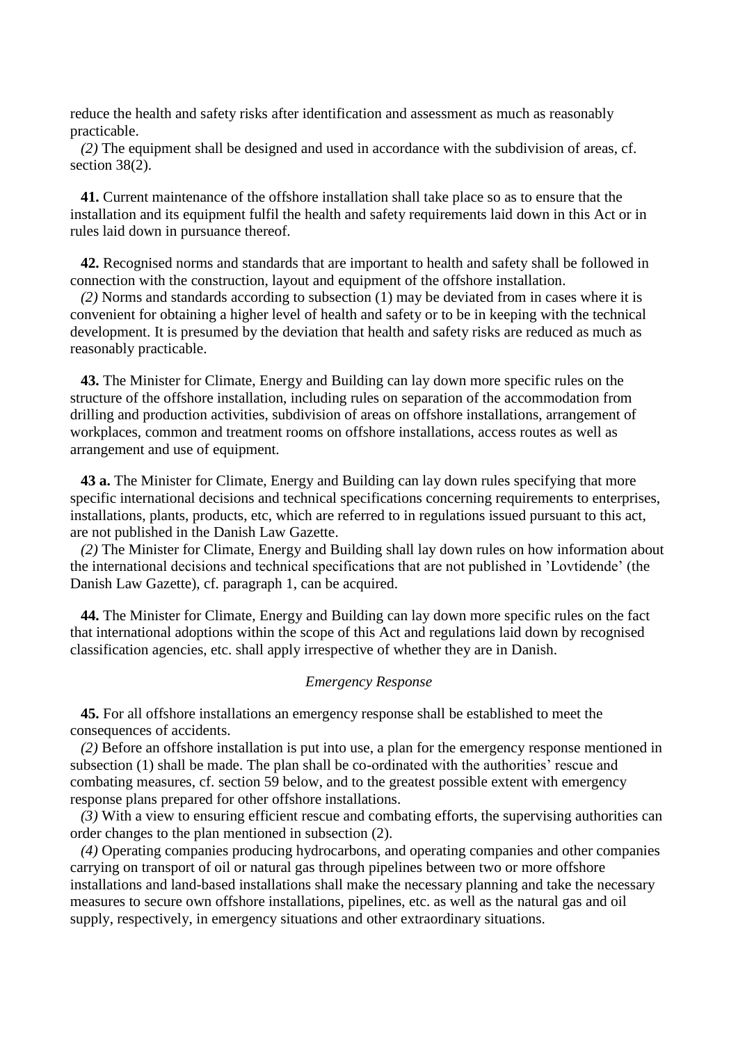reduce the health and safety risks after identification and assessment as much as reasonably practicable.

*(2)* The equipment shall be designed and used in accordance with the subdivision of areas, cf. section 38(2).

**41.** Current maintenance of the offshore installation shall take place so as to ensure that the installation and its equipment fulfil the health and safety requirements laid down in this Act or in rules laid down in pursuance thereof.

**42.** Recognised norms and standards that are important to health and safety shall be followed in connection with the construction, layout and equipment of the offshore installation.

*(2)* Norms and standards according to subsection (1) may be deviated from in cases where it is convenient for obtaining a higher level of health and safety or to be in keeping with the technical development. It is presumed by the deviation that health and safety risks are reduced as much as reasonably practicable.

**43.** The Minister for Climate, Energy and Building can lay down more specific rules on the structure of the offshore installation, including rules on separation of the accommodation from drilling and production activities, subdivision of areas on offshore installations, arrangement of workplaces, common and treatment rooms on offshore installations, access routes as well as arrangement and use of equipment.

**43 a.** The Minister for Climate, Energy and Building can lay down rules specifying that more specific international decisions and technical specifications concerning requirements to enterprises, installations, plants, products, etc, which are referred to in regulations issued pursuant to this act, are not published in the Danish Law Gazette.

*(2)* The Minister for Climate, Energy and Building shall lay down rules on how information about the international decisions and technical specifications that are not published in 'Lovtidende' (the Danish Law Gazette), cf. paragraph 1, can be acquired.

**44.** The Minister for Climate, Energy and Building can lay down more specific rules on the fact that international adoptions within the scope of this Act and regulations laid down by recognised classification agencies, etc. shall apply irrespective of whether they are in Danish.

*Emergency Response*

**45.** For all offshore installations an emergency response shall be established to meet the consequences of accidents.

*(2)* Before an offshore installation is put into use, a plan for the emergency response mentioned in subsection (1) shall be made. The plan shall be co-ordinated with the authorities' rescue and combating measures, cf. section 59 below, and to the greatest possible extent with emergency response plans prepared for other offshore installations.

*(3)* With a view to ensuring efficient rescue and combating efforts, the supervising authorities can order changes to the plan mentioned in subsection (2).

*(4)* Operating companies producing hydrocarbons, and operating companies and other companies carrying on transport of oil or natural gas through pipelines between two or more offshore installations and land-based installations shall make the necessary planning and take the necessary measures to secure own offshore installations, pipelines, etc. as well as the natural gas and oil supply, respectively, in emergency situations and other extraordinary situations.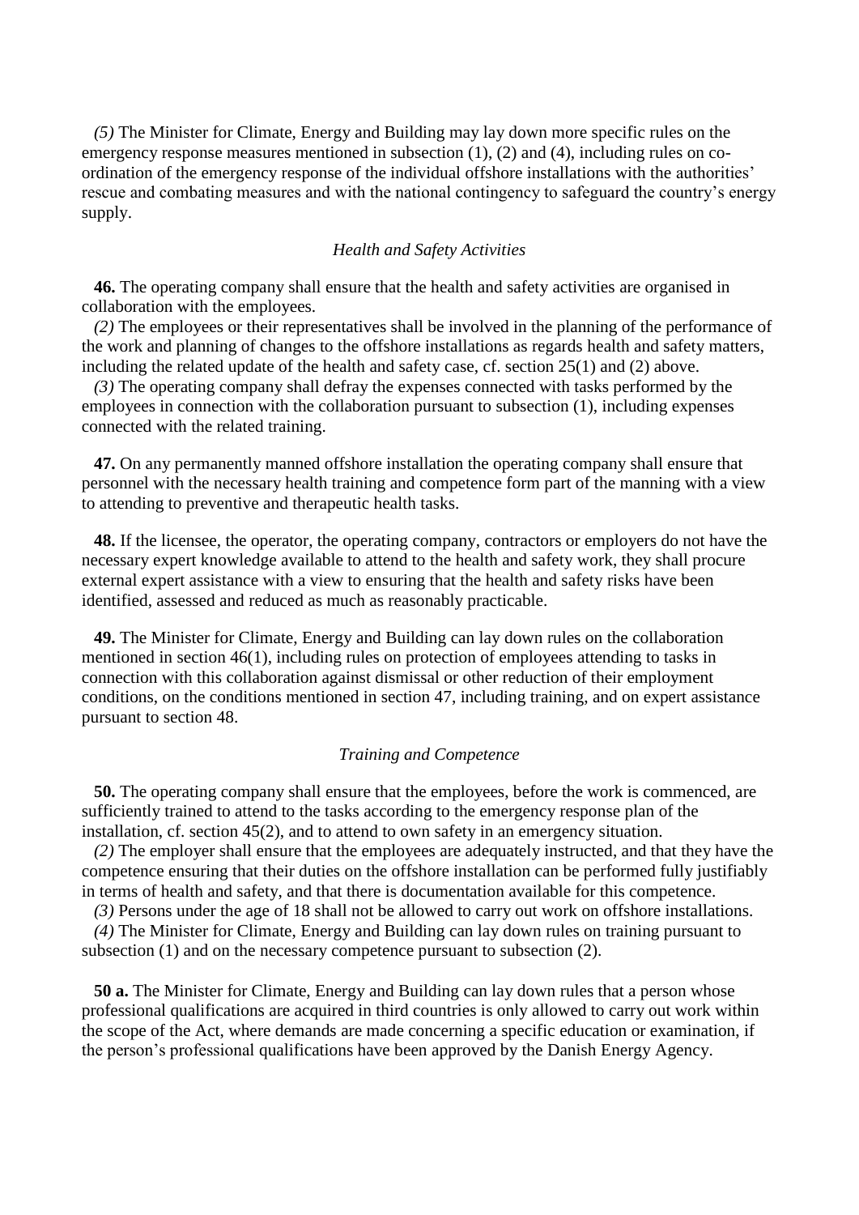*(5)* The Minister for Climate, Energy and Building may lay down more specific rules on the emergency response measures mentioned in subsection (1), (2) and (4), including rules on co-ordination of the emergency response of the individual offshore installations with the authorities' rescue and combating measures and with the national contingency to safeguard the country's energy supply.

*Health and Safety Activities*

**46.** The operating company shall ensure that the health and safety activities are organised in collaboration with the employees.

*(2)* The employees or their representatives shall be involved in the planning of the performance of the work and planning of changes to the offshore installations as regards health and safety matters, including the related update of the health and safety case, cf. section 25(1) and (2) above.

*(3)* The operating company shall defray the expenses connected with tasks performed by the employees in connection with the collaboration pursuant to subsection (1), including expenses connected with the related training.

**47.** On any permanently manned offshore installation the operating company shall ensure that personnel with the necessary health training and competence form part of the manning with a view to attending to preventive and therapeutic health tasks.

**48.** If the licensee, the operator, the operating company, contractors or employers do not have the necessary expert knowledge available to attend to the health and safety work, they shall procure external expert assistance with a view to ensuring that the health and safety risks have been identified, assessed and reduced as much as reasonably practicable.

**49.** The Minister for Climate, Energy and Building can lay down rules on the collaboration mentioned in section 46(1), including rules on protection of employees attending to tasks in connection with this collaboration against dismissal or other reduction of their employment conditions, on the conditions mentioned in section 47, including training, and on expert assistance pursuant to section 48.

*Training and Competence*

**50.** The operating company shall ensure that the employees, before the work is commenced, are sufficiently trained to attend to the tasks according to the emergency response plan of the installation, cf. section 45(2), and to attend to own safety in an emergency situation.

*(2)* The employer shall ensure that the employees are adequately instructed, and that they have the competence ensuring that their duties on the offshore installation can be performed fully justifiably in terms of health and safety, and that there is documentation available for this competence.

*(3)* Persons under the age of 18 shall not be allowed to carry out work on offshore installations.

*(4)* The Minister for Climate, Energy and Building can lay down rules on training pursuant to subsection (1) and on the necessary competence pursuant to subsection (2).

**50 a.** The Minister for Climate, Energy and Building can lay down rules that a person whose professional qualifications are acquired in third countries is only allowed to carry out work within the scope of the Act, where demands are made concerning a specific education or examination, if the person's professional qualifications have been approved by the Danish Energy Agency.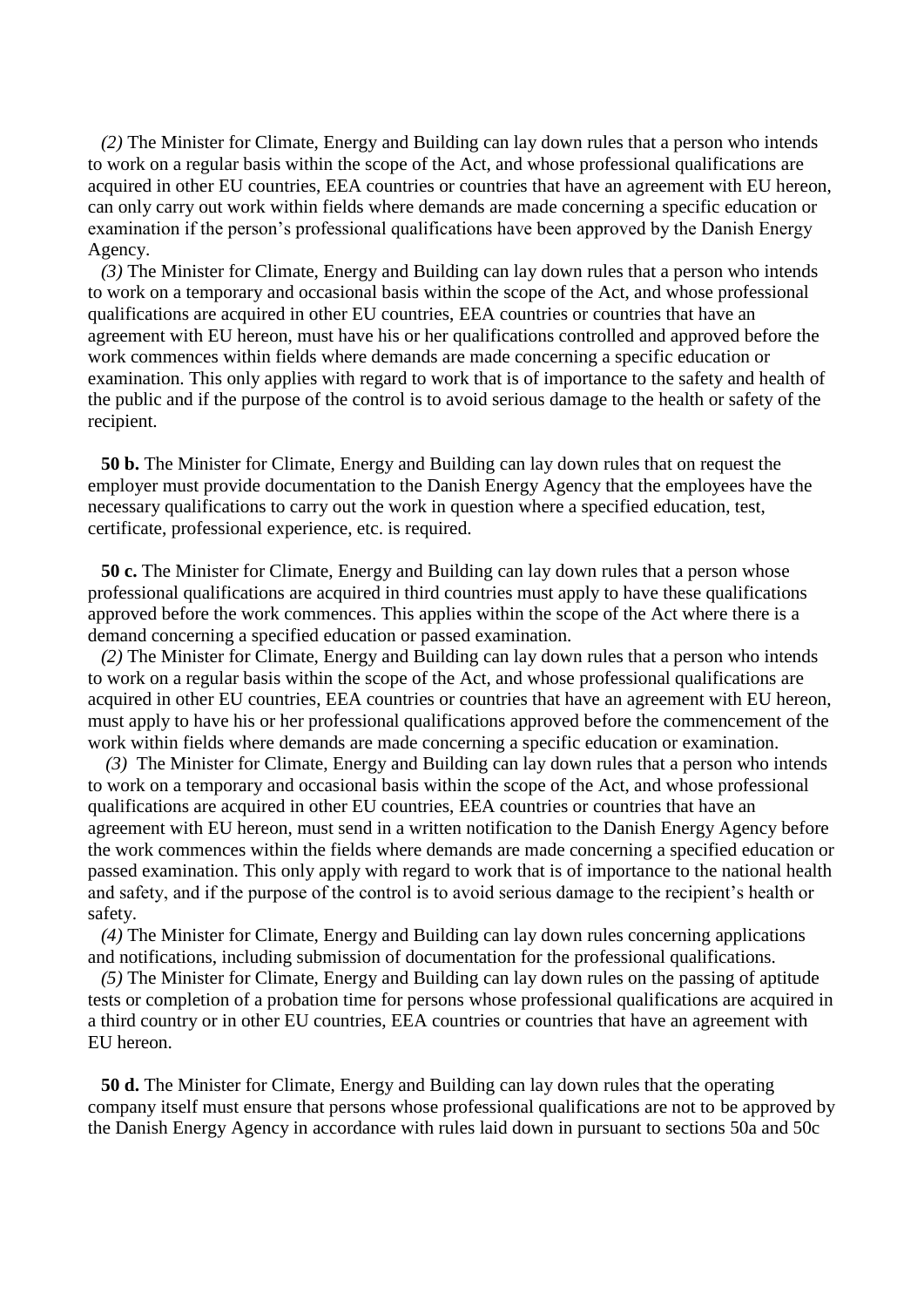*(2)* The Minister for Climate, Energy and Building can lay down rules that a person who intends to work on a regular basis within the scope of the Act, and whose professional qualifications are acquired in other EU countries, EEA countries or countries that have an agreement with EU hereon, can only carry out work within fields where demands are made concerning a specific education or examination if the person's professional qualifications have been approved by the Danish Energy Agency.

*(3)* The Minister for Climate, Energy and Building can lay down rules that a person who intends to work on a temporary and occasional basis within the scope of the Act, and whose professional qualifications are acquired in other EU countries, EEA countries or countries that have an agreement with EU hereon, must have his or her qualifications controlled and approved before the work commences within fields where demands are made concerning a specific education or examination. This only applies with regard to work that is of importance to the safety and health of the public and if the purpose of the control is to avoid serious damage to the health or safety of the recipient.

**50 b.** The Minister for Climate, Energy and Building can lay down rules that on request the employer must provide documentation to the Danish Energy Agency that the employees have the necessary qualifications to carry out the work in question where a specified education, test, certificate, professional experience, etc. is required.

**50 c.** The Minister for Climate, Energy and Building can lay down rules that a person whose professional qualifications are acquired in third countries must apply to have these qualifications approved before the work commences. This applies within the scope of the Act where there is a demand concerning a specified education or passed examination.

*(2)* The Minister for Climate, Energy and Building can lay down rules that a person who intends to work on a regular basis within the scope of the Act, and whose professional qualifications are acquired in other EU countries, EEA countries or countries that have an agreement with EU hereon, must apply to have his or her professional qualifications approved before the commencement of the work within fields where demands are made concerning a specific education or examination.

*(3)* The Minister for Climate, Energy and Building can lay down rules that a person who intends to work on a temporary and occasional basis within the scope of the Act, and whose professional qualifications are acquired in other EU countries, EEA countries or countries that have an agreement with EU hereon, must send in a written notification to the Danish Energy Agency before the work commences within the fields where demands are made concerning a specified education or passed examination. This only apply with regard to work that is of importance to the national health and safety, and if the purpose of the control is to avoid serious damage to the recipient's health or safety.

*(4)* The Minister for Climate, Energy and Building can lay down rules concerning applications and notifications, including submission of documentation for the professional qualifications.

*(5)* The Minister for Climate, Energy and Building can lay down rules on the passing of aptitude tests or completion of a probation time for persons whose professional qualifications are acquired in a third country or in other EU countries, EEA countries or countries that have an agreement with EU hereon.

**50 d.** The Minister for Climate, Energy and Building can lay down rules that the operating company itself must ensure that persons whose professional qualifications are not to be approved by the Danish Energy Agency in accordance with rules laid down in pursuant to sections 50a and 50c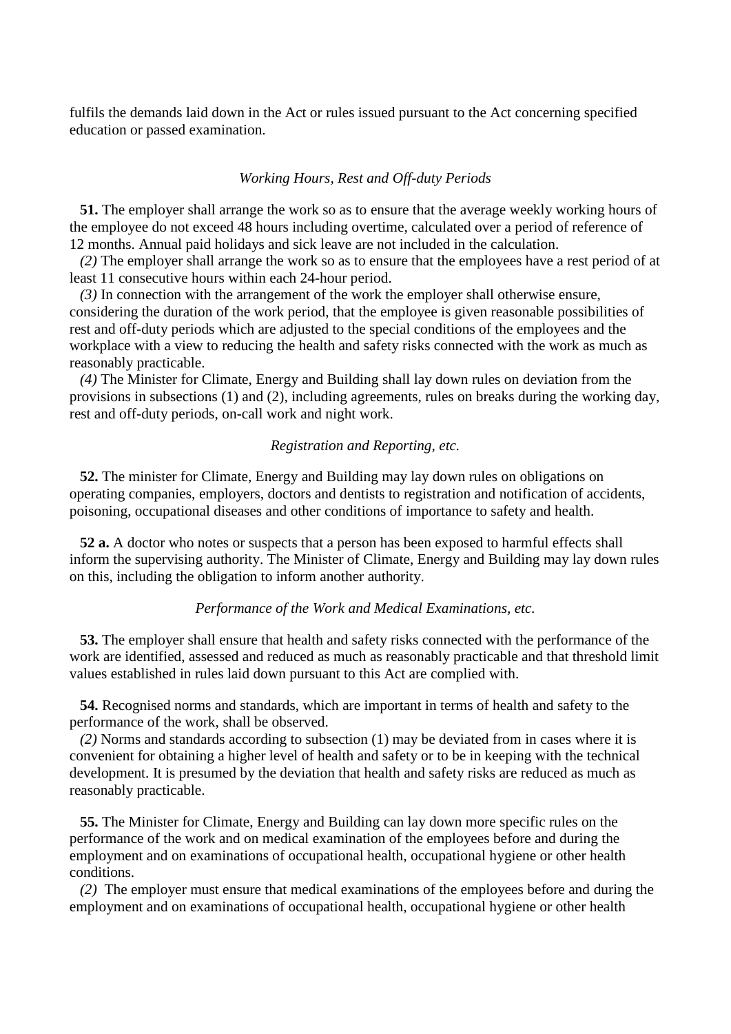fulfils the demands laid down in the Act or rules issued pursuant to the Act concerning specified education or passed examination.

*Working Hours, Rest and Off-duty Periods*

**51.** The employer shall arrange the work so as to ensure that the average weekly working hours of the employee do not exceed 48 hours including overtime, calculated over a period of reference of 12 months. Annual paid holidays and sick leave are not included in the calculation.

*(2)* The employer shall arrange the work so as to ensure that the employees have a rest period of at least 11 consecutive hours within each 24-hour period.

*(3)* In connection with the arrangement of the work the employer shall otherwise ensure, considering the duration of the work period, that the employee is given reasonable possibilities of rest and off-duty periods which are adjusted to the special conditions of the employees and the workplace with a view to reducing the health and safety risks connected with the work as much as reasonably practicable.

*(4)* The Minister for Climate, Energy and Building shall lay down rules on deviation from the provisions in subsections (1) and (2), including agreements, rules on breaks during the working day, rest and off-duty periods, on-call work and night work.

*Registration and Reporting, etc.*

**52.** The minister for Climate, Energy and Building may lay down rules on obligations on operating companies, employers, doctors and dentists to registration and notification of accidents, poisoning, occupational diseases and other conditions of importance to safety and health.

**52 a.** A doctor who notes or suspects that a person has been exposed to harmful effects shall inform the supervising authority. The Minister of Climate, Energy and Building may lay down rules on this, including the obligation to inform another authority.

*Performance of the Work and Medical Examinations, etc.*

**53.** The employer shall ensure that health and safety risks connected with the performance of the work are identified, assessed and reduced as much as reasonably practicable and that threshold limit values established in rules laid down pursuant to this Act are complied with.

**54.** Recognised norms and standards, which are important in terms of health and safety to the performance of the work, shall be observed.

*(2)* Norms and standards according to subsection (1) may be deviated from in cases where it is convenient for obtaining a higher level of health and safety or to be in keeping with the technical development. It is presumed by the deviation that health and safety risks are reduced as much as reasonably practicable.

**55.** The Minister for Climate, Energy and Building can lay down more specific rules on the performance of the work and on medical examination of the employees before and during the employment and on examinations of occupational health, occupational hygiene or other health conditions.

*(2)* The employer must ensure that medical examinations of the employees before and during the employment and on examinations of occupational health, occupational hygiene or other health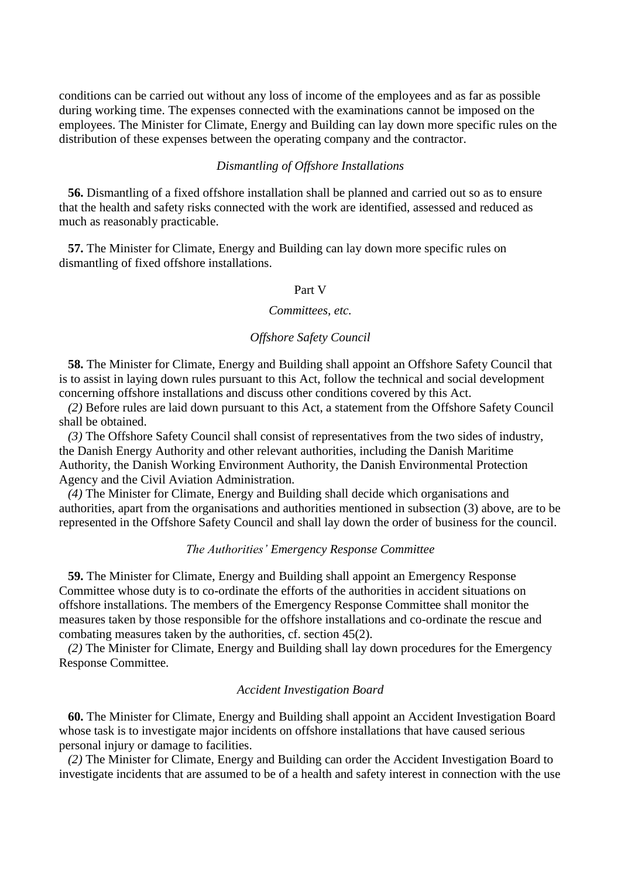conditions can be carried out without any loss of income of the employees and as far as possible during working time. The expenses connected with the examinations cannot be imposed on the employees. The Minister for Climate, Energy and Building can lay down more specific rules on the distribution of these expenses between the operating company and the contractor.

*Dismantling of Offshore Installations*

**56.** Dismantling of a fixed offshore installation shall be planned and carried out so as to ensure that the health and safety risks connected with the work are identified, assessed and reduced as much as reasonably practicable.

**57.** The Minister for Climate, Energy and Building can lay down more specific rules on dismantling of fixed offshore installations.

Part V

*Committees, etc.*

*Offshore Safety Council*

**58.** The Minister for Climate, Energy and Building shall appoint an Offshore Safety Council that is to assist in laying down rules pursuant to this Act, follow the technical and social development concerning offshore installations and discuss other conditions covered by this Act.

*(2)* Before rules are laid down pursuant to this Act, a statement from the Offshore Safety Council shall be obtained.

*(3)* The Offshore Safety Council shall consist of representatives from the two sides of industry, the Danish Energy Authority and other relevant authorities, including the Danish Maritime Authority, the Danish Working Environment Authority, the Danish Environmental Protection Agency and the Civil Aviation Administration.

*(4)* The Minister for Climate, Energy and Building shall decide which organisations and authorities, apart from the organisations and authorities mentioned in subsection (3) above, are to be represented in the Offshore Safety Council and shall lay down the order of business for the council.

*The Authorities' Emergency Response Committee*

**59.** The Minister for Climate, Energy and Building shall appoint an Emergency Response Committee whose duty is to co-ordinate the efforts of the authorities in accident situations on offshore installations. The members of the Emergency Response Committee shall monitor the measures taken by those responsible for the offshore installations and co-ordinate the rescue and combating measures taken by the authorities, cf. section 45(2).

*(2)* The Minister for Climate, Energy and Building shall lay down procedures for the Emergency Response Committee.

*Accident Investigation Board*

**60.** The Minister for Climate, Energy and Building shall appoint an Accident Investigation Board whose task is to investigate major incidents on offshore installations that have caused serious personal injury or damage to facilities.

*(2)* The Minister for Climate, Energy and Building can order the Accident Investigation Board to investigate incidents that are assumed to be of a health and safety interest in connection with the use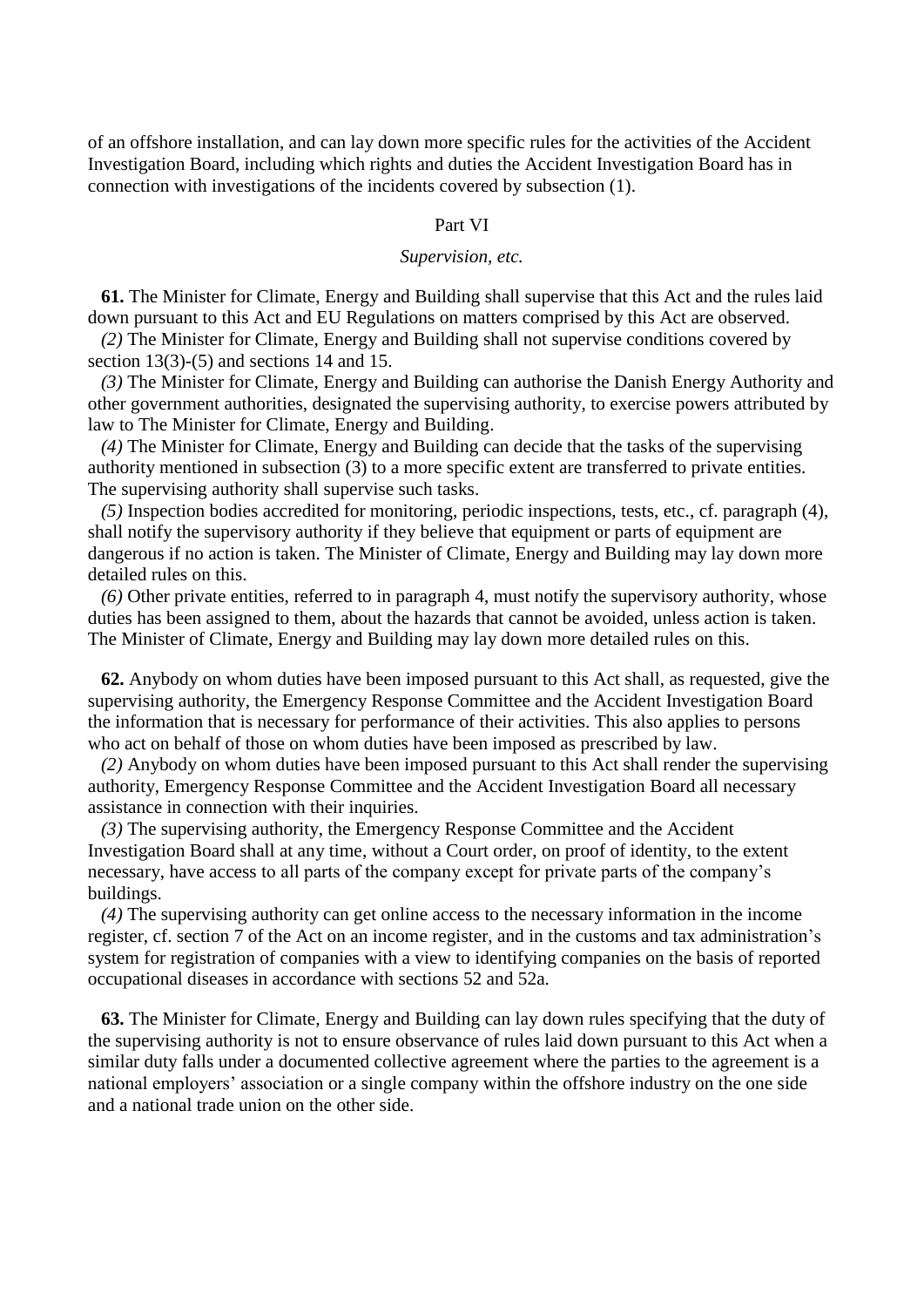of an offshore installation, and can lay down more specific rules for the activities of the Accident Investigation Board, including which rights and duties the Accident Investigation Board has in connection with investigations of the incidents covered by subsection (1).

## Part VI

### *Supervision, etc.*

**61.** The Minister for Climate, Energy and Building shall supervise that this Act and the rules laid down pursuant to this Act and EU Regulations on matters comprised by this Act are observed.

*(2)* The Minister for Climate, Energy and Building shall not supervise conditions covered by section 13(3)-(5) and sections 14 and 15.

*(3)* The Minister for Climate, Energy and Building can authorise the Danish Energy Authority and other government authorities, designated the supervising authority, to exercise powers attributed by law to The Minister for Climate, Energy and Building.

*(4)* The Minister for Climate, Energy and Building can decide that the tasks of the supervising authority mentioned in subsection (3) to a more specific extent are transferred to private entities. The supervising authority shall supervise such tasks.

*(5)* Inspection bodies accredited for monitoring, periodic inspections, tests, etc., cf. paragraph (4), shall notify the supervisory authority if they believe that equipment or parts of equipment are dangerous if no action is taken. The Minister of Climate, Energy and Building may lay down more detailed rules on this.

*(6)* Other private entities, referred to in paragraph 4, must notify the supervisory authority, whose duties has been assigned to them, about the hazards that cannot be avoided, unless action is taken. The Minister of Climate, Energy and Building may lay down more detailed rules on this.

**62.** Anybody on whom duties have been imposed pursuant to this Act shall, as requested, give the supervising authority, the Emergency Response Committee and the Accident Investigation Board the information that is necessary for performance of their activities. This also applies to persons who act on behalf of those on whom duties have been imposed as prescribed by law.

*(2)* Anybody on whom duties have been imposed pursuant to this Act shall render the supervising authority, Emergency Response Committee and the Accident Investigation Board all necessary assistance in connection with their inquiries.

*(3)* The supervising authority, the Emergency Response Committee and the Accident Investigation Board shall at any time, without a Court order, on proof of identity, to the extent necessary, have access to all parts of the company except for private parts of the company's buildings.

*(4)* The supervising authority can get online access to the necessary information in the income register, cf. section 7 of the Act on an income register, and in the customs and tax administration's system for registration of companies with a view to identifying companies on the basis of reported occupational diseases in accordance with sections 52 and 52a.

**63.** The Minister for Climate, Energy and Building can lay down rules specifying that the duty of the supervising authority is not to ensure observance of rules laid down pursuant to this Act when a similar duty falls under a documented collective agreement where the parties to the agreement is a national employers' association or a single company within the offshore industry on the one side and a national trade union on the other side.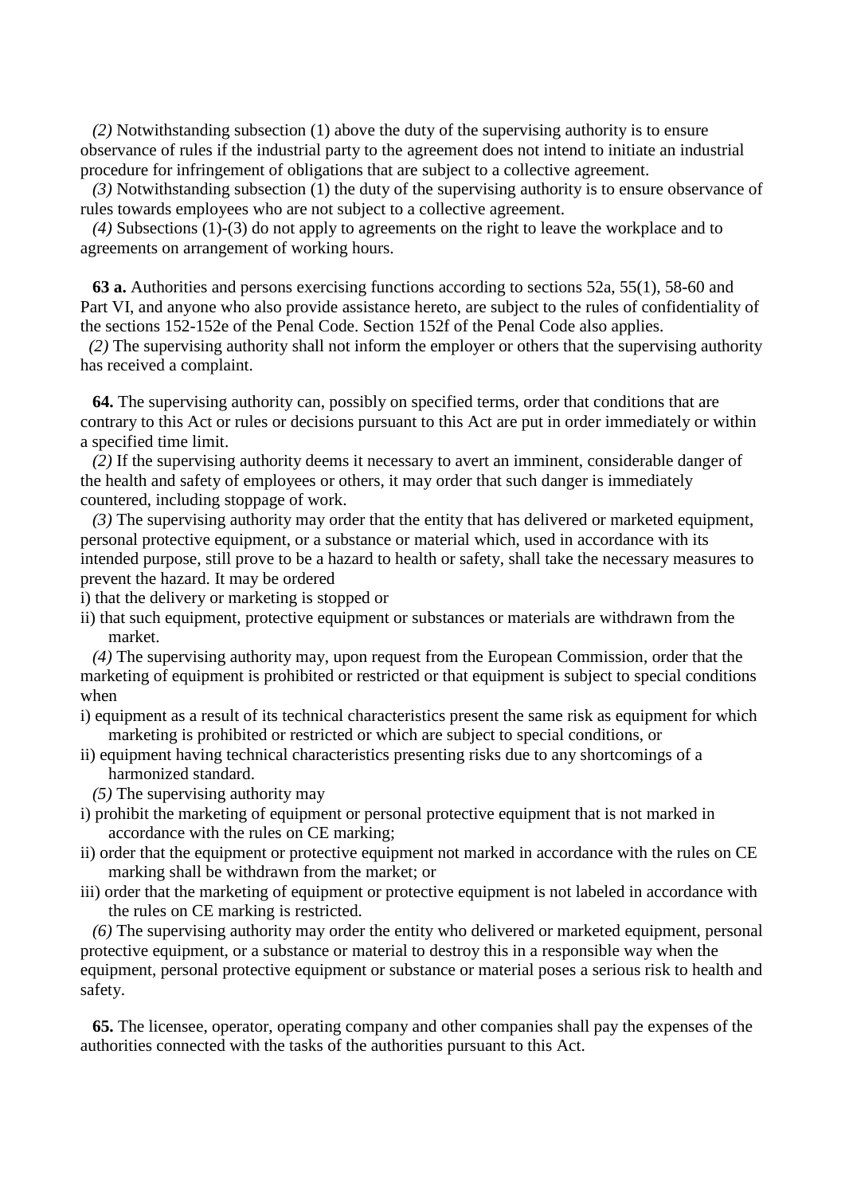*(2)* Notwithstanding subsection (1) above the duty of the supervising authority is to ensure observance of rules if the industrial party to the agreement does not intend to initiate an industrial procedure for infringement of obligations that are subject to a collective agreement.

*(3)* Notwithstanding subsection (1) the duty of the supervising authority is to ensure observance of rules towards employees who are not subject to a collective agreement.

*(4)* Subsections (1)-(3) do not apply to agreements on the right to leave the workplace and to agreements on arrangement of working hours.

**63 a.** Authorities and persons exercising functions according to sections 52a, 55(1), 58-60 and Part VI, and anyone who also provide assistance hereto, are subject to the rules of confidentiality of the sections 152-152e of the Penal Code. Section 152f of the Penal Code also applies.

*(2)* The supervising authority shall not inform the employer or others that the supervising authority has received a complaint.

**64.** The supervising authority can, possibly on specified terms, order that conditions that are contrary to this Act or rules or decisions pursuant to this Act are put in order immediately or within a specified time limit.

*(2)* If the supervising authority deems it necessary to avert an imminent, considerable danger of the health and safety of employees or others, it may order that such danger is immediately countered, including stoppage of work.

*(3)* The supervising authority may order that the entity that has delivered or marketed equipment, personal protective equipment, or a substance or material which, used in accordance with its intended purpose, still prove to be a hazard to health or safety, shall take the necessary measures to prevent the hazard. It may be ordered

i) that the delivery or marketing is stopped or

ii) that such equipment, protective equipment or substances or materials are withdrawn from the market.

*(4)* The supervising authority may, upon request from the European Commission, order that the marketing of equipment is prohibited or restricted or that equipment is subject to special conditions when

i) equipment as a result of its technical characteristics present the same risk as equipment for which marketing is prohibited or restricted or which are subject to special conditions, or

ii) equipment having technical characteristics presenting risks due to any shortcomings of a harmonized standard.

*(5)* The supervising authority may

i) prohibit the marketing of equipment or personal protective equipment that is not marked in accordance with the rules on CE marking;

ii) order that the equipment or protective equipment not marked in accordance with the rules on CE marking shall be withdrawn from the market; or

iii) order that the marketing of equipment or protective equipment is not labeled in accordance with the rules on CE marking is restricted.

*(6)* The supervising authority may order the entity who delivered or marketed equipment, personal protective equipment, or a substance or material to destroy this in a responsible way when the equipment, personal protective equipment or substance or material poses a serious risk to health and safety.

**65.** The licensee, operator, operating company and other companies shall pay the expenses of the authorities connected with the tasks of the authorities pursuant to this Act.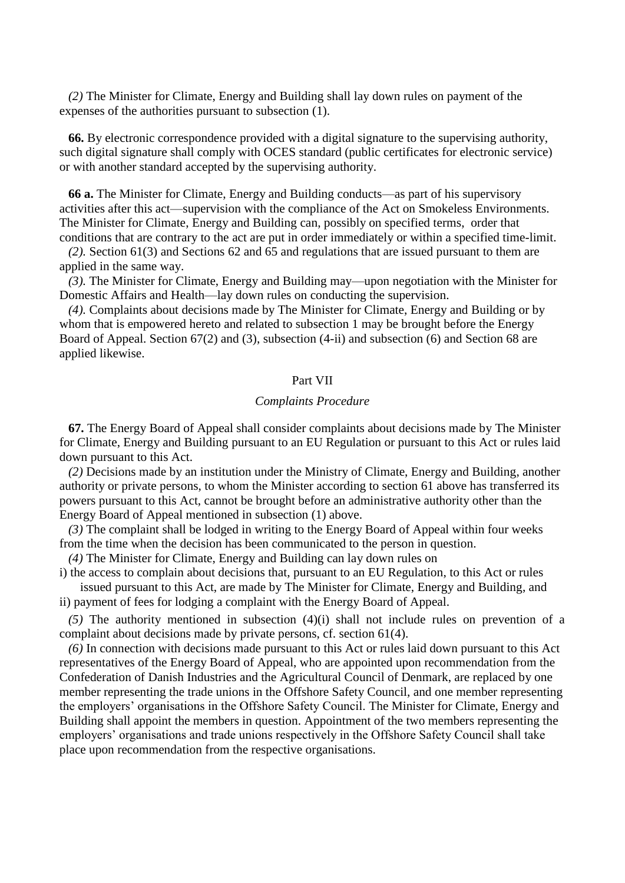*(2)* The Minister for Climate, Energy and Building shall lay down rules on payment of the expenses of the authorities pursuant to subsection (1).

**66.** By electronic correspondence provided with a digital signature to the supervising authority, such digital signature shall comply with OCES standard (public certificates for electronic service) or with another standard accepted by the supervising authority.

**66 a.** The Minister for Climate, Energy and Building conducts—as part of his supervisory activities after this act—supervision with the compliance of the Act on Smokeless Environments. The Minister for Climate, Energy and Building can, possibly on specified terms, order that conditions that are contrary to the act are put in order immediately or within a specified time-limit.

*(2).* Section 61(3) and Sections 62 and 65 and regulations that are issued pursuant to them are applied in the same way.

*(3).* The Minister for Climate, Energy and Building may—upon negotiation with the Minister for Domestic Affairs and Health—lay down rules on conducting the supervision.

*(4).* Complaints about decisions made by The Minister for Climate, Energy and Building or by whom that is empowered hereto and related to subsection 1 may be brought before the Energy Board of Appeal. Section 67(2) and (3), subsection (4-ii) and subsection (6) and Section 68 are applied likewise.

## Part VII

### *Complaints Procedure*

**67.** The Energy Board of Appeal shall consider complaints about decisions made by The Minister for Climate, Energy and Building pursuant to an EU Regulation or pursuant to this Act or rules laid down pursuant to this Act.

*(2)* Decisions made by an institution under the Ministry of Climate, Energy and Building, another authority or private persons, to whom the Minister according to section 61 above has transferred its powers pursuant to this Act, cannot be brought before an administrative authority other than the Energy Board of Appeal mentioned in subsection (1) above.

*(3)* The complaint shall be lodged in writing to the Energy Board of Appeal within four weeks from the time when the decision has been communicated to the person in question.

*(4)* The Minister for Climate, Energy and Building can lay down rules on

i) the access to complain about decisions that, pursuant to an EU Regulation, to this Act or rules issued pursuant to this Act, are made by The Minister for Climate, Energy and Building, and

ii) payment of fees for lodging a complaint with the Energy Board of Appeal.

*(5)* The authority mentioned in subsection (4)(i) shall not include rules on prevention of a complaint about decisions made by private persons, cf. section 61(4).

*(6)* In connection with decisions made pursuant to this Act or rules laid down pursuant to this Act representatives of the Energy Board of Appeal, who are appointed upon recommendation from the Confederation of Danish Industries and the Agricultural Council of Denmark, are replaced by one member representing the trade unions in the Offshore Safety Council, and one member representing the employers' organisations in the Offshore Safety Council. The Minister for Climate, Energy and Building shall appoint the members in question. Appointment of the two members representing the employers' organisations and trade unions respectively in the Offshore Safety Council shall take place upon recommendation from the respective organisations.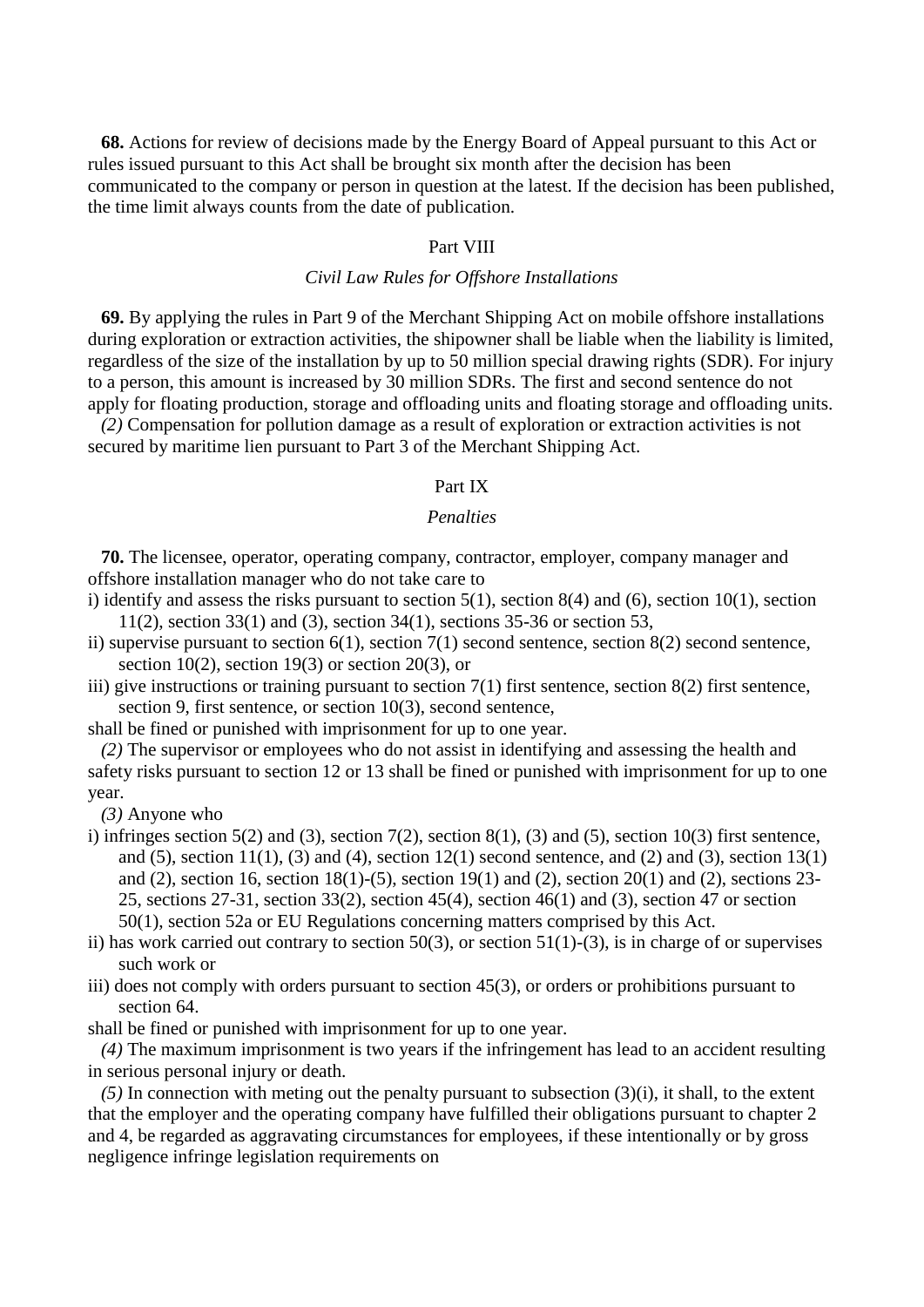**68.** Actions for review of decisions made by the Energy Board of Appeal pursuant to this Act or rules issued pursuant to this Act shall be brought six month after the decision has been communicated to the company or person in question at the latest. If the decision has been published, the time limit always counts from the date of publication.

## Part VIII

### *Civil Law Rules for Offshore Installations*

**69.** By applying the rules in Part 9 of the Merchant Shipping Act on mobile offshore installations during exploration or extraction activities, the shipowner shall be liable when the liability is limited, regardless of the size of the installation by up to 50 million special drawing rights (SDR). For injury to a person, this amount is increased by 30 million SDRs. The first and second sentence do not apply for floating production, storage and offloading units and floating storage and offloading units.

*(2)* Compensation for pollution damage as a result of exploration or extraction activities is not secured by maritime lien pursuant to Part 3 of the Merchant Shipping Act.

## Part IX

### *Penalties*

**70.** The licensee, operator, operating company, contractor, employer, company manager and offshore installation manager who do not take care to

i) identify and assess the risks pursuant to section 5(1), section 8(4) and (6), section 10(1), section 11(2), section 33(1) and (3), section 34(1), sections 35-36 or section 53,

ii) supervise pursuant to section 6(1), section 7(1) second sentence, section 8(2) second sentence, section 10(2), section 19(3) or section 20(3), or

iii) give instructions or training pursuant to section 7(1) first sentence, section 8(2) first sentence, section 9, first sentence, or section 10(3), second sentence,

shall be fined or punished with imprisonment for up to one year.

*(2)* The supervisor or employees who do not assist in identifying and assessing the health and safety risks pursuant to section 12 or 13 shall be fined or punished with imprisonment for up to one year.

*(3)* Anyone who

i) infringes section 5(2) and (3), section 7(2), section 8(1), (3) and (5), section 10(3) first sentence, and (5), section 11(1), (3) and (4), section 12(1) second sentence, and (2) and (3), section 13(1) and (2), section 16, section 18(1)-(5), section 19(1) and (2), section 20(1) and (2), sections 23-25, sections 27-31, section 33(2), section 45(4), section 46(1) and (3), section 47 or section 50(1), section 52a or EU Regulations concerning matters comprised by this Act.

ii) has work carried out contrary to section 50(3), or section 51(1)-(3), is in charge of or supervises such work or

iii) does not comply with orders pursuant to section 45(3), or orders or prohibitions pursuant to section 64.

shall be fined or punished with imprisonment for up to one year.

*(4)* The maximum imprisonment is two years if the infringement has lead to an accident resulting in serious personal injury or death.

*(5)* In connection with meting out the penalty pursuant to subsection (3)(i), it shall, to the extent that the employer and the operating company have fulfilled their obligations pursuant to chapter 2 and 4, be regarded as aggravating circumstances for employees, if these intentionally or by gross negligence infringe legislation requirements on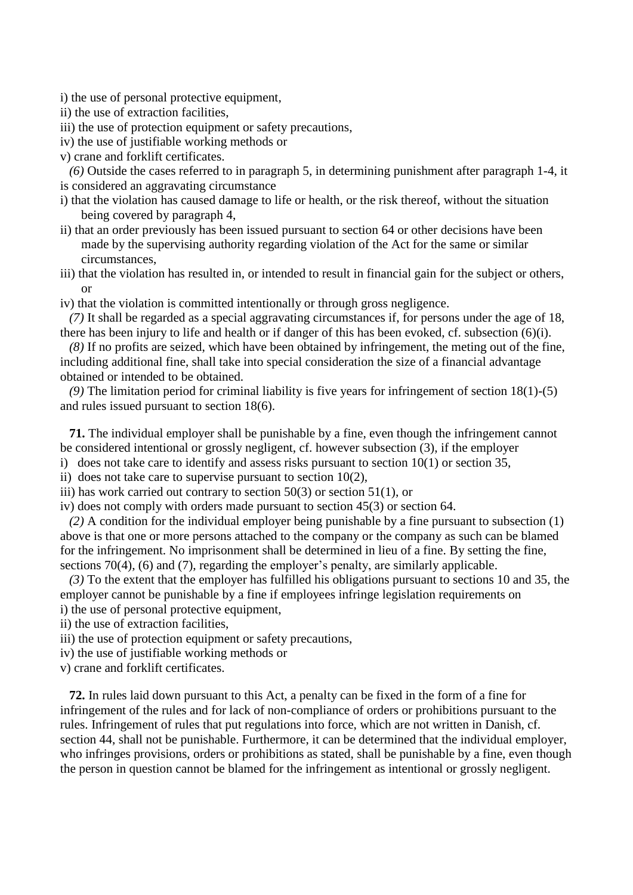i) the use of personal protective equipment,
ii) the use of extraction facilities,
iii) the use of protection equipment or safety precautions,
iv) the use of justifiable working methods or
v) crane and forklift certificates.

*(6)* Outside the cases referred to in paragraph 5, in determining punishment after paragraph 1-4, it is considered an aggravating circumstance

i) that the violation has caused damage to life or health, or the risk thereof, without the situation being covered by paragraph 4,
ii) that an order previously has been issued pursuant to section 64 or other decisions have been made by the supervising authority regarding violation of the Act for the same or similar circumstances,
iii) that the violation has resulted in, or intended to result in financial gain for the subject or others, or
iv) that the violation is committed intentionally or through gross negligence.

*(7)* It shall be regarded as a special aggravating circumstances if, for persons under the age of 18, there has been injury to life and health or if danger of this has been evoked, cf. subsection (6)(i).

*(8)* If no profits are seized, which have been obtained by infringement, the meting out of the fine, including additional fine, shall take into special consideration the size of a financial advantage obtained or intended to be obtained.

*(9)* The limitation period for criminal liability is five years for infringement of section 18(1)-(5) and rules issued pursuant to section 18(6).

**71.** The individual employer shall be punishable by a fine, even though the infringement cannot be considered intentional or grossly negligent, cf. however subsection (3), if the employer

i) does not take care to identify and assess risks pursuant to section 10(1) or section 35,
ii) does not take care to supervise pursuant to section 10(2),
iii) has work carried out contrary to section 50(3) or section 51(1), or
iv) does not comply with orders made pursuant to section 45(3) or section 64.

*(2)* A condition for the individual employer being punishable by a fine pursuant to subsection (1) above is that one or more persons attached to the company or the company as such can be blamed for the infringement. No imprisonment shall be determined in lieu of a fine. By setting the fine, sections 70(4), (6) and (7), regarding the employer's penalty, are similarly applicable.

*(3)* To the extent that the employer has fulfilled his obligations pursuant to sections 10 and 35, the employer cannot be punishable by a fine if employees infringe legislation requirements on

i) the use of personal protective equipment,
ii) the use of extraction facilities,
iii) the use of protection equipment or safety precautions,
iv) the use of justifiable working methods or
v) crane and forklift certificates.

**72.** In rules laid down pursuant to this Act, a penalty can be fixed in the form of a fine for infringement of the rules and for lack of non-compliance of orders or prohibitions pursuant to the rules. Infringement of rules that put regulations into force, which are not written in Danish, cf. section 44, shall not be punishable. Furthermore, it can be determined that the individual employer, who infringes provisions, orders or prohibitions as stated, shall be punishable by a fine, even though the person in question cannot be blamed for the infringement as intentional or grossly negligent.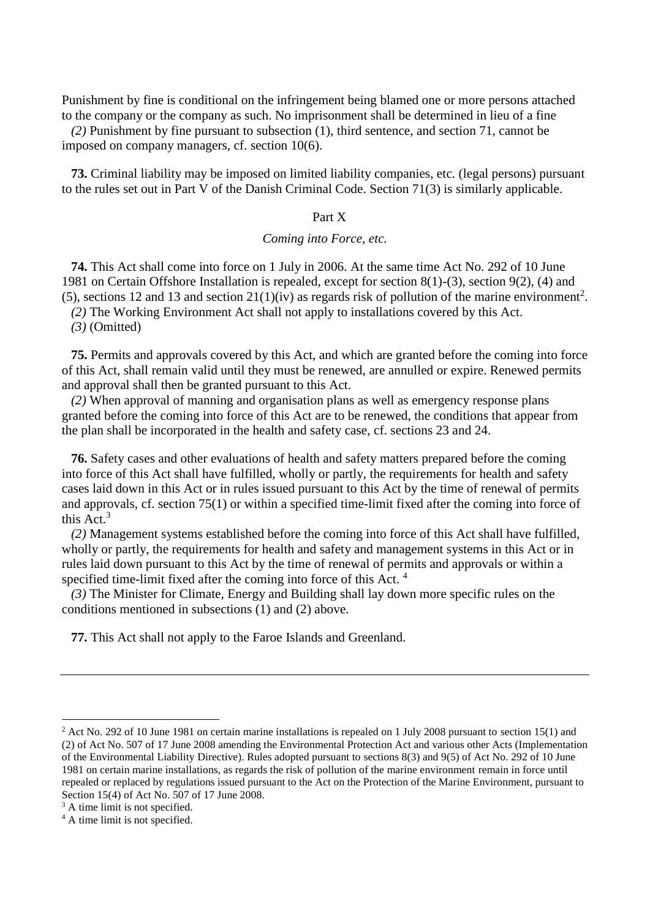Punishment by fine is conditional on the infringement being blamed one or more persons attached to the company or the company as such. No imprisonment shall be determined in lieu of a fine

*(2)* Punishment by fine pursuant to subsection (1), third sentence, and section 71, cannot be imposed on company managers, cf. section 10(6).

**73.** Criminal liability may be imposed on limited liability companies, etc. (legal persons) pursuant to the rules set out in Part V of the Danish Criminal Code. Section 71(3) is similarly applicable.

## Part X

### *Coming into Force, etc.*

**74.** This Act shall come into force on 1 July in 2006. At the same time Act No. 292 of 10 June 1981 on Certain Offshore Installation is repealed, except for section 8(1)-(3), section 9(2), (4) and (5), sections 12 and 13 and section 21(1)(iv) as regards risk of pollution of the marine environment[2].

*(2)* The Working Environment Act shall not apply to installations covered by this Act.

*(3)* (Omitted)

**75.** Permits and approvals covered by this Act, and which are granted before the coming into force of this Act, shall remain valid until they must be renewed, are annulled or expire. Renewed permits and approval shall then be granted pursuant to this Act.

*(2)* When approval of manning and organisation plans as well as emergency response plans granted before the coming into force of this Act are to be renewed, the conditions that appear from the plan shall be incorporated in the health and safety case, cf. sections 23 and 24.

**76.** Safety cases and other evaluations of health and safety matters prepared before the coming into force of this Act shall have fulfilled, wholly or partly, the requirements for health and safety cases laid down in this Act or in rules issued pursuant to this Act by the time of renewal of permits and approvals, cf. section 75(1) or within a specified time-limit fixed after the coming into force of this Act.[3]

*(2)* Management systems established before the coming into force of this Act shall have fulfilled, wholly or partly, the requirements for health and safety and management systems in this Act or in rules laid down pursuant to this Act by the time of renewal of permits and approvals or within a specified time-limit fixed after the coming into force of this Act. [4]

*(3)* The Minister for Climate, Energy and Building shall lay down more specific rules on the conditions mentioned in subsections (1) and (2) above.

**77.** This Act shall not apply to the Faroe Islands and Greenland.

---

[2] Act No. 292 of 10 June 1981 on certain marine installations is repealed on 1 July 2008 pursuant to section 15(1) and (2) of Act No. 507 of 17 June 2008 amending the Environmental Protection Act and various other Acts (Implementation of the Environmental Liability Directive). Rules adopted pursuant to sections 8(3) and 9(5) of Act No. 292 of 10 June 1981 on certain marine installations, as regards the risk of pollution of the marine environment remain in force until repealed or replaced by regulations issued pursuant to the Act on the Protection of the Marine Environment, pursuant to Section 15(4) of Act No. 507 of 17 June 2008.

[3] A time limit is not specified.

[4] A time limit is not specified.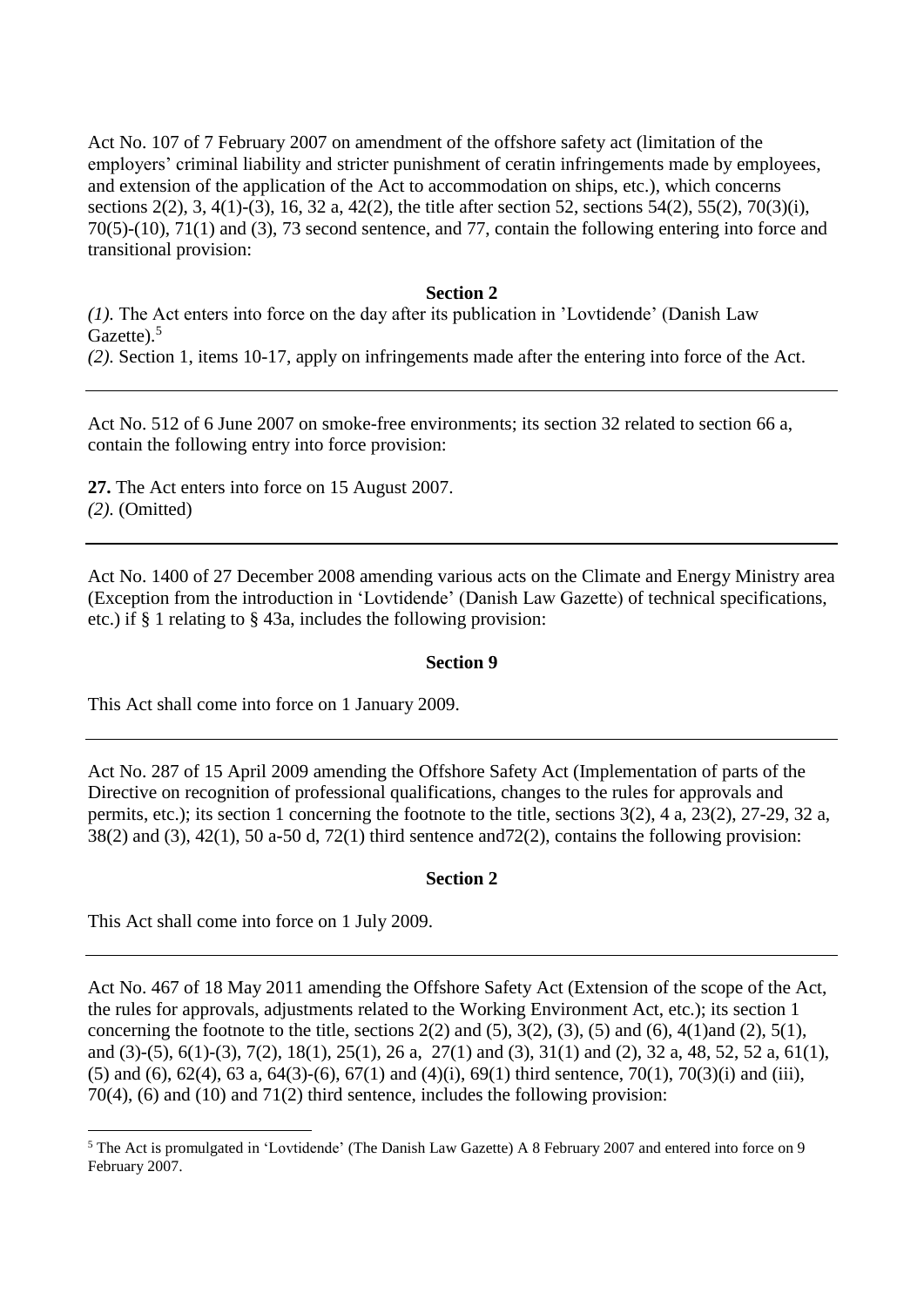Act No. 107 of 7 February 2007 on amendment of the offshore safety act (limitation of the employers' criminal liability and stricter punishment of ceratin infringements made by employees, and extension of the application of the Act to accommodation on ships, etc.), which concerns sections 2(2), 3, 4(1)-(3), 16, 32 a, 42(2), the title after section 52, sections 54(2), 55(2), 70(3)(i), 70(5)-(10), 71(1) and (3), 73 second sentence, and 77, contain the following entering into force and transitional provision:

**Section 2**

*(1).* The Act enters into force on the day after its publication in 'Lovtidende' (Danish Law Gazette).[5]

*(2).* Section 1, items 10-17, apply on infringements made after the entering into force of the Act.

---

Act No. 512 of 6 June 2007 on smoke-free environments; its section 32 related to section 66 a, contain the following entry into force provision:

**27.** The Act enters into force on 15 August 2007.

*(2).* (Omitted)

---

Act No. 1400 of 27 December 2008 amending various acts on the Climate and Energy Ministry area (Exception from the introduction in 'Lovtidende' (Danish Law Gazette) of technical specifications, etc.) if § 1 relating to § 43a, includes the following provision:

**Section 9**

This Act shall come into force on 1 January 2009.

---

Act No. 287 of 15 April 2009 amending the Offshore Safety Act (Implementation of parts of the Directive on recognition of professional qualifications, changes to the rules for approvals and permits, etc.); its section 1 concerning the footnote to the title, sections 3(2), 4 a, 23(2), 27-29, 32 a, 38(2) and (3), 42(1), 50 a-50 d, 72(1) third sentence and72(2), contains the following provision:

**Section 2**

This Act shall come into force on 1 July 2009.

---

Act No. 467 of 18 May 2011 amending the Offshore Safety Act (Extension of the scope of the Act, the rules for approvals, adjustments related to the Working Environment Act, etc.); its section 1 concerning the footnote to the title, sections 2(2) and (5), 3(2), (3), (5) and (6), 4(1)and (2), 5(1), and (3)-(5), 6(1)-(3), 7(2), 18(1), 25(1), 26 a, 27(1) and (3), 31(1) and (2), 32 a, 48, 52, 52 a, 61(1), (5) and (6), 62(4), 63 a, 64(3)-(6), 67(1) and (4)(i), 69(1) third sentence, 70(1), 70(3)(i) and (iii), 70(4), (6) and (10) and 71(2) third sentence, includes the following provision:

---

[5] The Act is promulgated in 'Lovtidende' (The Danish Law Gazette) A 8 February 2007 and entered into force on 9 February 2007.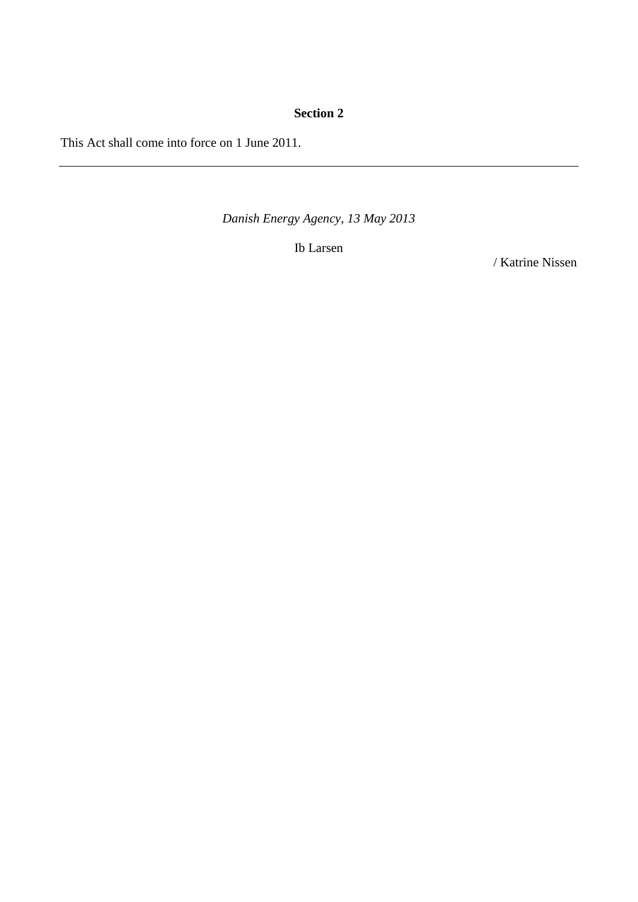**Section 2**

This Act shall come into force on 1 June 2011.

---

*Danish Energy Agency, 13 May 2013*

Ib Larsen

/ Katrine Nissen